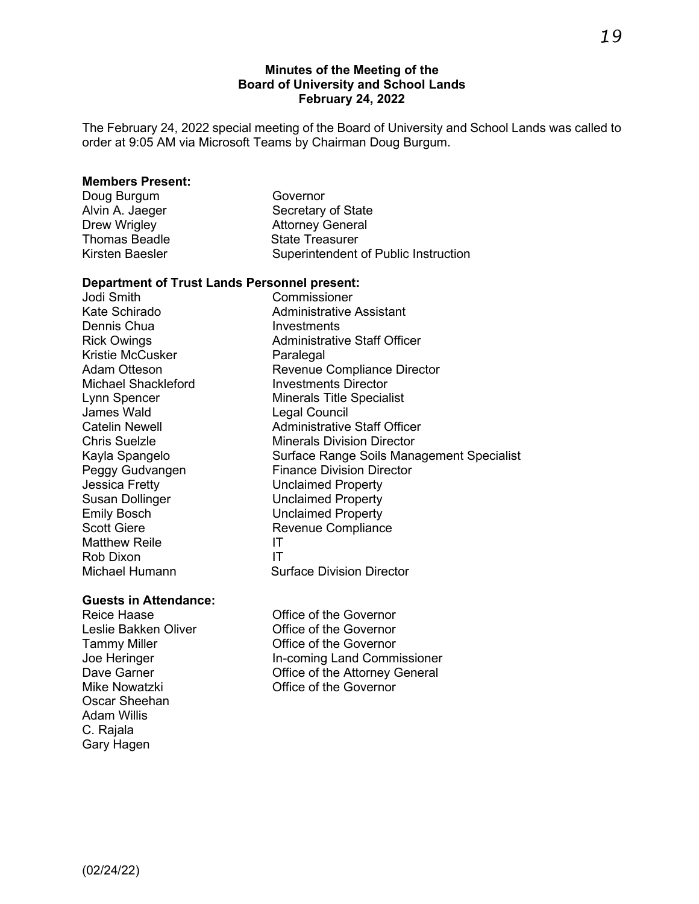# Minutes of the Meeting of the Board of University and School Lands
## February 24, 2022

The February 24, 2022 special meeting of the Board of University and School Lands was called to order at 9:05 AM via Microsoft Teams by Chairman Doug Burgum.

**Members Present:**

| | |
|---|---|
| Doug Burgum | Governor |
| Alvin A. Jaeger | Secretary of State |
| Drew Wrigley | Attorney General |
| Thomas Beadle | State Treasurer |
| Kirsten Baesler | Superintendent of Public Instruction |

**Department of Trust Lands Personnel present:**

| | |
|---|---|
| Jodi Smith | Commissioner |
| Kate Schirado | Administrative Assistant |
| Dennis Chua | Investments |
| Rick Owings | Administrative Staff Officer |
| Kristie McCusker | Paralegal |
| Adam Otteson | Revenue Compliance Director |
| Michael Shackleford | Investments Director |
| Lynn Spencer | Minerals Title Specialist |
| James Wald | Legal Council |
| Catelin Newell | Administrative Staff Officer |
| Chris Suelzle | Minerals Division Director |
| Kayla Spangelo | Surface Range Soils Management Specialist |
| Peggy Gudvangen | Finance Division Director |
| Jessica Fretty | Unclaimed Property |
| Susan Dollinger | Unclaimed Property |
| Emily Bosch | Unclaimed Property |
| Scott Giere | Revenue Compliance |
| Matthew Reile | IT |
| Rob Dixon | IT |
| Michael Humann | Surface Division Director |

**Guests in Attendance:**

| | |
|---|---|
| Reice Haase | Office of the Governor |
| Leslie Bakken Oliver | Office of the Governor |
| Tammy Miller | Office of the Governor |
| Joe Heringer | In-coming Land Commissioner |
| Dave Garner | Office of the Attorney General |
| Mike Nowatzki | Office of the Governor |
| Oscar Sheehan | |
| Adam Willis | |
| C. Rajala | |
| Gary Hagen | |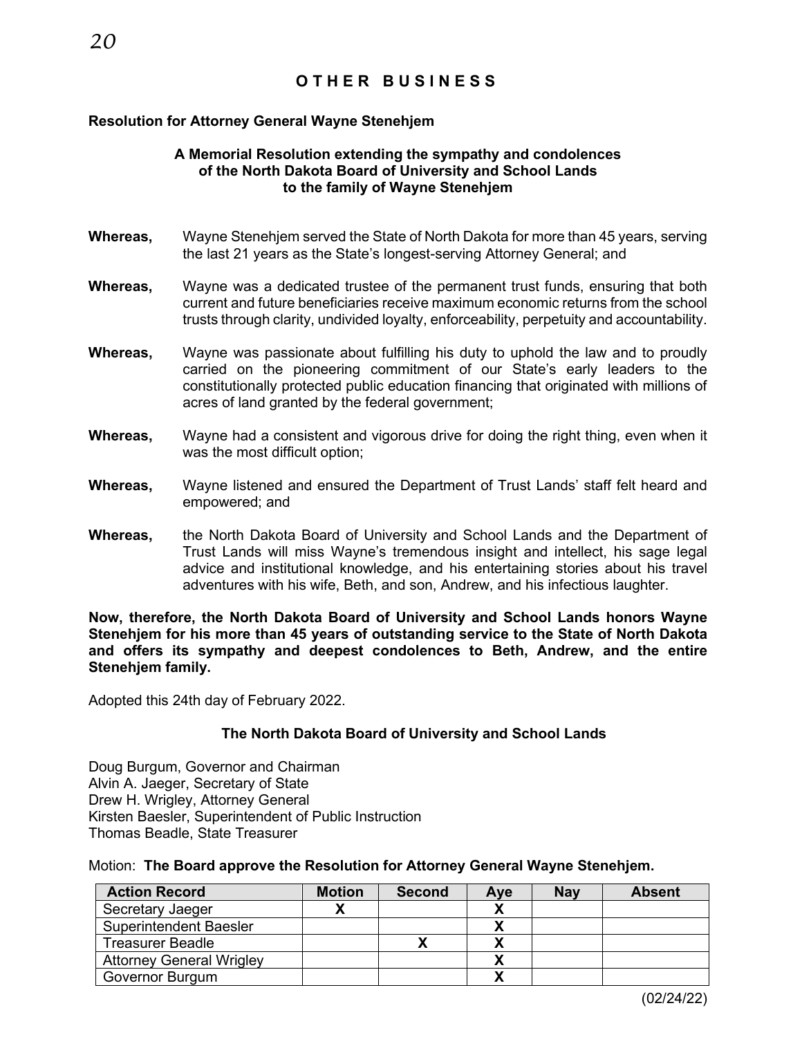## OTHER BUSINESS

**Resolution for Attorney General Wayne Stenehjem**

**A Memorial Resolution extending the sympathy and condolences of the North Dakota Board of University and School Lands to the family of Wayne Stenehjem**

**Whereas,** Wayne Stenehjem served the State of North Dakota for more than 45 years, serving the last 21 years as the State's longest-serving Attorney General; and

**Whereas,** Wayne was a dedicated trustee of the permanent trust funds, ensuring that both current and future beneficiaries receive maximum economic returns from the school trusts through clarity, undivided loyalty, enforceability, perpetuity and accountability.

**Whereas,** Wayne was passionate about fulfilling his duty to uphold the law and to proudly carried on the pioneering commitment of our State's early leaders to the constitutionally protected public education financing that originated with millions of acres of land granted by the federal government;

**Whereas,** Wayne had a consistent and vigorous drive for doing the right thing, even when it was the most difficult option;

**Whereas,** Wayne listened and ensured the Department of Trust Lands' staff felt heard and empowered; and

**Whereas,** the North Dakota Board of University and School Lands and the Department of Trust Lands will miss Wayne's tremendous insight and intellect, his sage legal advice and institutional knowledge, and his entertaining stories about his travel adventures with his wife, Beth, and son, Andrew, and his infectious laughter.

**Now, therefore, the North Dakota Board of University and School Lands honors Wayne Stenehjem for his more than 45 years of outstanding service to the State of North Dakota and offers its sympathy and deepest condolences to Beth, Andrew, and the entire Stenehjem family.**

Adopted this 24th day of February 2022.

**The North Dakota Board of University and School Lands**

Doug Burgum, Governor and Chairman
Alvin A. Jaeger, Secretary of State
Drew H. Wrigley, Attorney General
Kirsten Baesler, Superintendent of Public Instruction
Thomas Beadle, State Treasurer

Motion: **The Board approve the Resolution for Attorney General Wayne Stenehjem.**

| Action Record | Motion | Second | Aye | Nay | Absent |
|---|---|---|---|---|---|
| Secretary Jaeger | X | | X | | |
| Superintendent Baesler | | | X | | |
| Treasurer Beadle | | X | X | | |
| Attorney General Wrigley | | | X | | |
| Governor Burgum | | | X | | |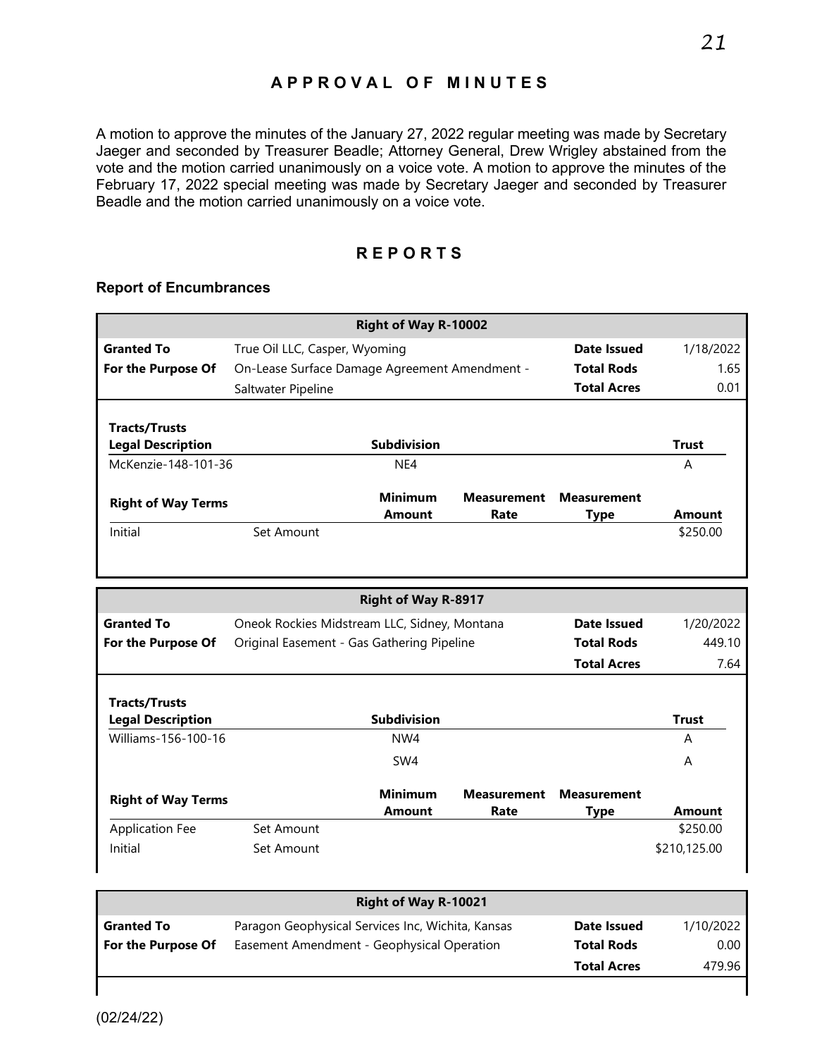## APPROVAL OF MINUTES

A motion to approve the minutes of the January 27, 2022 regular meeting was made by Secretary Jaeger and seconded by Treasurer Beadle; Attorney General, Drew Wrigley abstained from the vote and the motion carried unanimously on a voice vote. A motion to approve the minutes of the February 17, 2022 special meeting was made by Secretary Jaeger and seconded by Treasurer Beadle and the motion carried unanimously on a voice vote.

## REPORTS

### Report of Encumbrances

**Right of Way R-10002**

| | | | |
|---|---|---|---|
| **Granted To** | True Oil LLC, Casper, Wyoming | **Date Issued** | 1/18/2022 |
| **For the Purpose Of** | On-Lease Surface Damage Agreement Amendment - Saltwater Pipeline | **Total Rods** | 1.65 |
| | | **Total Acres** | 0.01 |

| Tracts/Trusts Legal Description | Subdivision | Trust |
|---|---|---|
| McKenzie-148-101-36 | NE4 | A |

| Right of Way Terms | | Minimum Amount | Measurement Rate | Measurement Type | Amount |
|---|---|---|---|---|---|
| Initial | Set Amount | | | | $250.00 |

**Right of Way R-8917**

| | | | |
|---|---|---|---|
| **Granted To** | Oneok Rockies Midstream LLC, Sidney, Montana | **Date Issued** | 1/20/2022 |
| **For the Purpose Of** | Original Easement - Gas Gathering Pipeline | **Total Rods** | 449.10 |
| | | **Total Acres** | 7.64 |

| Tracts/Trusts Legal Description | Subdivision | Trust |
|---|---|---|
| Williams-156-100-16 | NW4 | A |
| | SW4 | A |

| Right of Way Terms | | Minimum Amount | Measurement Rate | Measurement Type | Amount |
|---|---|---|---|---|---|
| Application Fee | Set Amount | | | | $250.00 |
| Initial | Set Amount | | | | $210,125.00 |

**Right of Way R-10021**

| | | | |
|---|---|---|---|
| **Granted To** | Paragon Geophysical Services Inc, Wichita, Kansas | **Date Issued** | 1/10/2022 |
| **For the Purpose Of** | Easement Amendment - Geophysical Operation | **Total Rods** | 0.00 |
| | | **Total Acres** | 479.96 |

(02/24/22)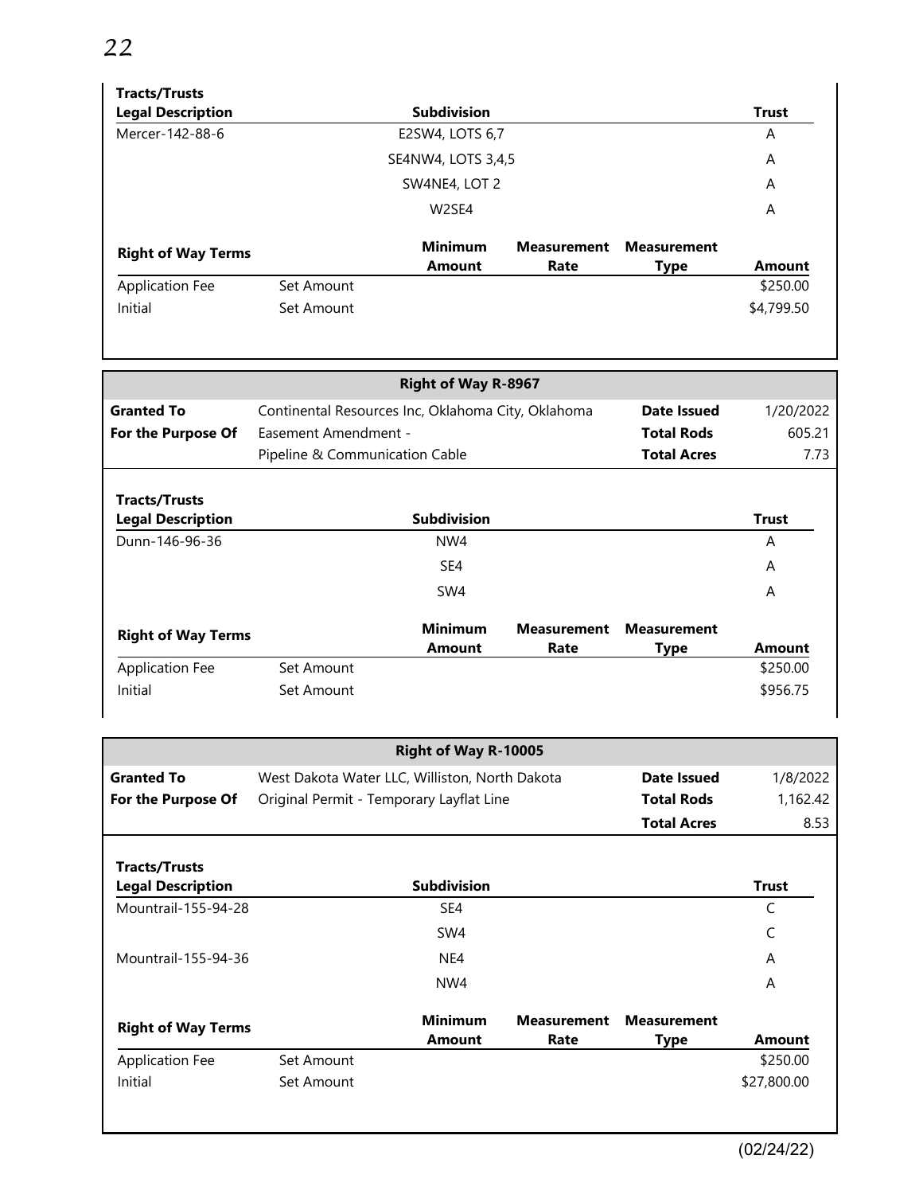**Tracts/Trusts**

| Legal Description | Subdivision | Trust |
|---|---|---|
| Mercer-142-88-6 | E2SW4, LOTS 6,7 | A |
| | SE4NW4, LOTS 3,4,5 | A |
| | SW4NE4, LOT 2 | A |
| | W2SE4 | A |

| Right of Way Terms | | Minimum Amount | Measurement Rate | Measurement Type | Amount |
|---|---|---|---|---|---|
| Application Fee | Set Amount | | | | $250.00 |
| Initial | Set Amount | | | | $4,799.50 |

## Right of Way R-8967

| | | | |
|---|---|---|---|
| **Granted To** | Continental Resources Inc, Oklahoma City, Oklahoma | **Date Issued** | 1/20/2022 |
| **For the Purpose Of** | Easement Amendment - | **Total Rods** | 605.21 |
| | Pipeline & Communication Cable | **Total Acres** | 7.73 |

**Tracts/Trusts**

| Legal Description | Subdivision | Trust |
|---|---|---|
| Dunn-146-96-36 | NW4 | A |
| | SE4 | A |
| | SW4 | A |

| Right of Way Terms | | Minimum Amount | Measurement Rate | Measurement Type | Amount |
|---|---|---|---|---|---|
| Application Fee | Set Amount | | | | $250.00 |
| Initial | Set Amount | | | | $956.75 |

## Right of Way R-10005

| | | | |
|---|---|---|---|
| **Granted To** | West Dakota Water LLC, Williston, North Dakota | **Date Issued** | 1/8/2022 |
| **For the Purpose Of** | Original Permit - Temporary Layflat Line | **Total Rods** | 1,162.42 |
| | | **Total Acres** | 8.53 |

**Tracts/Trusts**

| Legal Description | Subdivision | Trust |
|---|---|---|
| Mountrail-155-94-28 | SE4 | C |
| | SW4 | C |
| Mountrail-155-94-36 | NE4 | A |
| | NW4 | A |

| Right of Way Terms | | Minimum Amount | Measurement Rate | Measurement Type | Amount |
|---|---|---|---|---|---|
| Application Fee | Set Amount | | | | $250.00 |
| Initial | Set Amount | | | | $27,800.00 |

(02/24/22)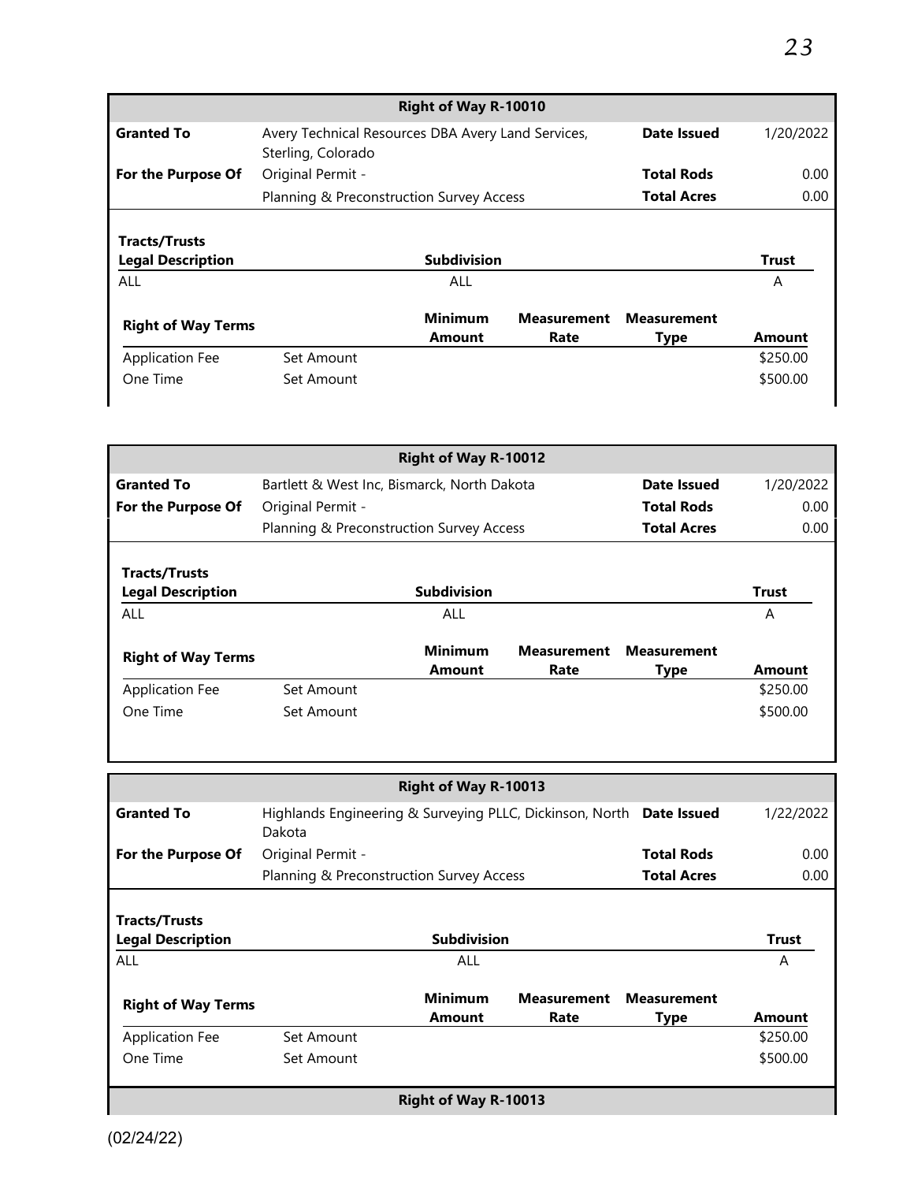## Right of Way R-10010

| | | | |
|---|---|---|---|
| **Granted To** | Avery Technical Resources DBA Avery Land Services, Sterling, Colorado | **Date Issued** | 1/20/2022 |
| **For the Purpose Of** | Original Permit - | **Total Rods** | 0.00 |
| | Planning & Preconstruction Survey Access | **Total Acres** | 0.00 |

**Tracts/Trusts**

| Legal Description | Subdivision | Trust |
|---|---|---|
| ALL | ALL | A |

| Right of Way Terms | | Minimum Amount | Measurement Rate | Measurement Type | Amount |
|---|---|---|---|---|---|
| Application Fee | Set Amount | | | | $250.00 |
| One Time | Set Amount | | | | $500.00 |

## Right of Way R-10012

| | | | |
|---|---|---|---|
| **Granted To** | Bartlett & West Inc, Bismarck, North Dakota | **Date Issued** | 1/20/2022 |
| **For the Purpose Of** | Original Permit - | **Total Rods** | 0.00 |
| | Planning & Preconstruction Survey Access | **Total Acres** | 0.00 |

**Tracts/Trusts**

| Legal Description | Subdivision | Trust |
|---|---|---|
| ALL | ALL | A |

| Right of Way Terms | | Minimum Amount | Measurement Rate | Measurement Type | Amount |
|---|---|---|---|---|---|
| Application Fee | Set Amount | | | | $250.00 |
| One Time | Set Amount | | | | $500.00 |

## Right of Way R-10013

| | | | |
|---|---|---|---|
| **Granted To** | Highlands Engineering & Surveying PLLC, Dickinson, North Dakota | **Date Issued** | 1/22/2022 |
| **For the Purpose Of** | Original Permit - | **Total Rods** | 0.00 |
| | Planning & Preconstruction Survey Access | **Total Acres** | 0.00 |

**Tracts/Trusts**

| Legal Description | Subdivision | Trust |
|---|---|---|
| ALL | ALL | A |

| Right of Way Terms | | Minimum Amount | Measurement Rate | Measurement Type | Amount |
|---|---|---|---|---|---|
| Application Fee | Set Amount | | | | $250.00 |
| One Time | Set Amount | | | | $500.00 |

## Right of Way R-10013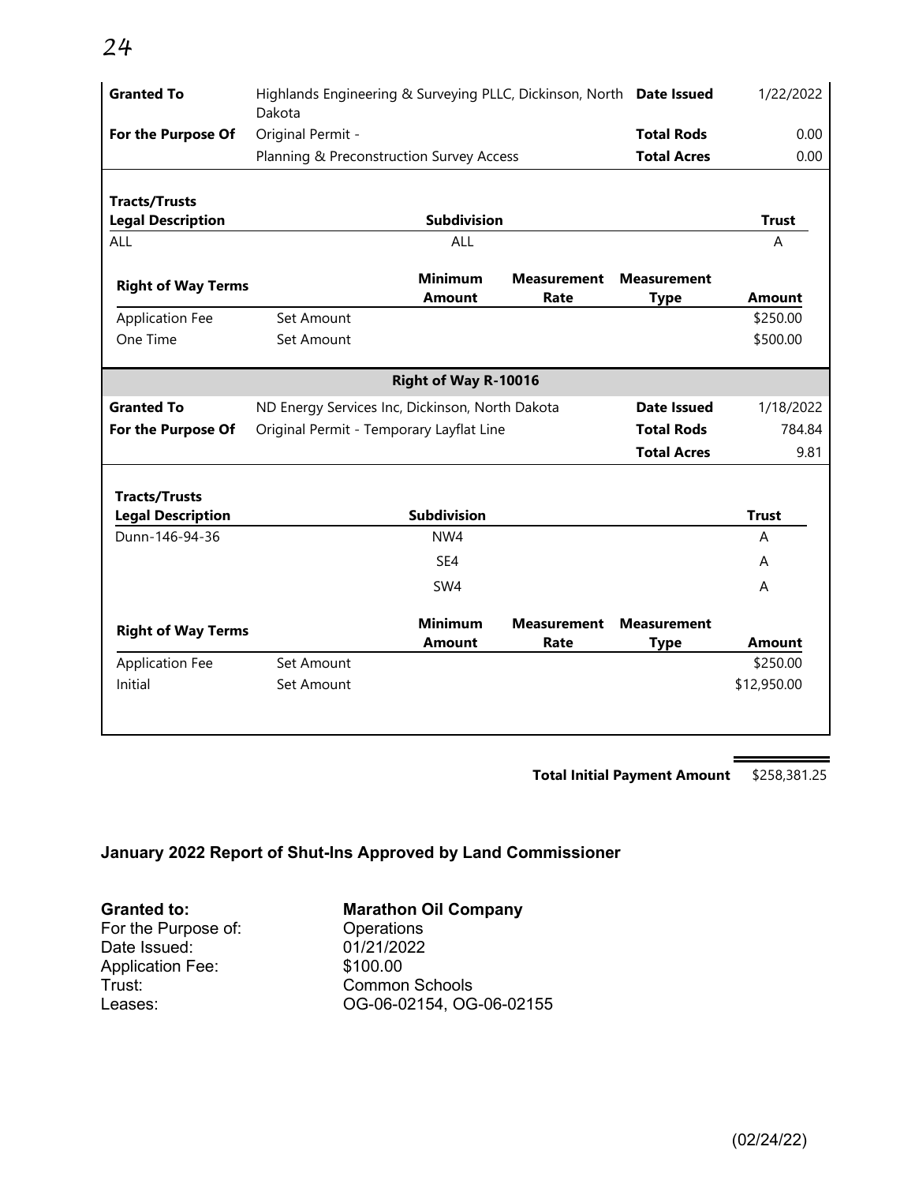| | | | |
|---|---|---|---|
| **Granted To** | Highlands Engineering & Surveying PLLC, Dickinson, North Dakota | **Date Issued** | 1/22/2022 |
| **For the Purpose Of** | Original Permit - | **Total Rods** | 0.00 |
| | Planning & Preconstruction Survey Access | **Total Acres** | 0.00 |

| Tracts/Trusts Legal Description | Subdivision | Trust |
|---|---|---|
| ALL | ALL | A |

| Right of Way Terms | | Minimum Amount | Measurement Rate | Measurement Type | Amount |
|---|---|---|---|---|---|
| Application Fee | Set Amount | | | | $250.00 |
| One Time | Set Amount | | | | $500.00 |

**Right of Way R-10016**

| | | | |
|---|---|---|---|
| **Granted To** | ND Energy Services Inc, Dickinson, North Dakota | **Date Issued** | 1/18/2022 |
| **For the Purpose Of** | Original Permit - Temporary Layflat Line | **Total Rods** | 784.84 |
| | | **Total Acres** | 9.81 |

| Tracts/Trusts Legal Description | Subdivision | Trust |
|---|---|---|
| Dunn-146-94-36 | NW4 | A |
| | SE4 | A |
| | SW4 | A |

| Right of Way Terms | | Minimum Amount | Measurement Rate | Measurement Type | Amount |
|---|---|---|---|---|---|
| Application Fee | Set Amount | | | | $250.00 |
| Initial | Set Amount | | | | $12,950.00 |

**Total Initial Payment Amount** $258,381.25

## January 2022 Report of Shut-Ins Approved by Land Commissioner

**Granted to:** **Marathon Oil Company**
For the Purpose of: Operations
Date Issued: 01/21/2022
Application Fee: $100.00
Trust: Common Schools
Leases: OG-06-02154, OG-06-02155

(02/24/22)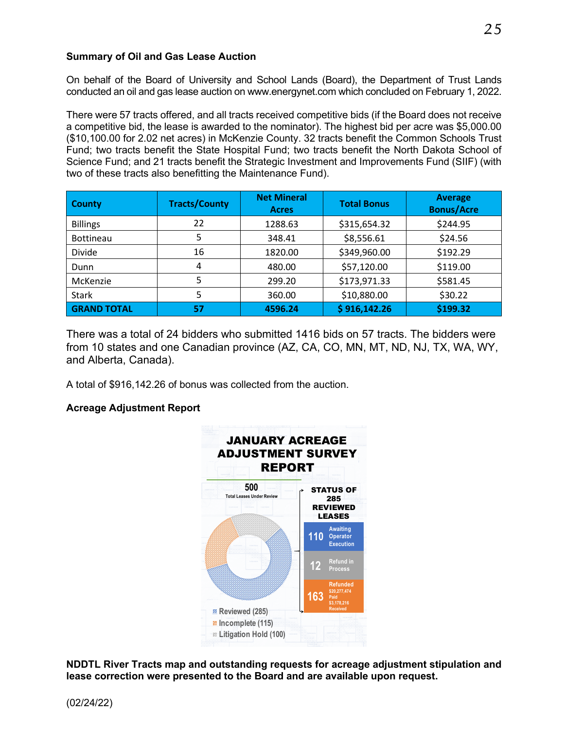**Summary of Oil and Gas Lease Auction**

On behalf of the Board of University and School Lands (Board), the Department of Trust Lands conducted an oil and gas lease auction on www.energynet.com which concluded on February 1, 2022.

There were 57 tracts offered, and all tracts received competitive bids (if the Board does not receive a competitive bid, the lease is awarded to the nominator). The highest bid per acre was $5,000.00 ($10,100.00 for 2.02 net acres) in McKenzie County. 32 tracts benefit the Common Schools Trust Fund; two tracts benefit the State Hospital Fund; two tracts benefit the North Dakota School of Science Fund; and 21 tracts benefit the Strategic Investment and Improvements Fund (SIIF) (with two of these tracts also benefitting the Maintenance Fund).

| County | Tracts/County | Net Mineral Acres | Total Bonus | Average Bonus/Acre |
|---|---|---|---|---|
| Billings | 22 | 1288.63 | $315,654.32 | $244.95 |
| Bottineau | 5 | 348.41 | $8,556.61 | $24.56 |
| Divide | 16 | 1820.00 | $349,960.00 | $192.29 |
| Dunn | 4 | 480.00 | $57,120.00 | $119.00 |
| McKenzie | 5 | 299.20 | $173,971.33 | $581.45 |
| Stark | 5 | 360.00 | $10,880.00 | $30.22 |
| **GRAND TOTAL** | **57** | **4596.24** | **$ 916,142.26** | **$199.32** |

There was a total of 24 bidders who submitted 1416 bids on 57 tracts. The bidders were from 10 states and one Canadian province (AZ, CA, CO, MN, MT, ND, NJ, TX, WA, WY, and Alberta, Canada).

A total of $916,142.26 of bonus was collected from the auction.

**Acreage Adjustment Report**

**JANUARY ACREAGE ADJUSTMENT SURVEY REPORT**

500 Total Leases Under Review

- Reviewed (285)
- Incomplete (115)
- Litigation Hold (100)

**STATUS OF 285 REVIEWED LEASES**

- 110 Awaiting Operator Execution
- 12 Refund in Process
- 163 Refunded: $20,277,474 Paid; $3,178,216 Received

**NDDTL River Tracts map and outstanding requests for acreage adjustment stipulation and lease correction were presented to the Board and are available upon request.**

(02/24/22)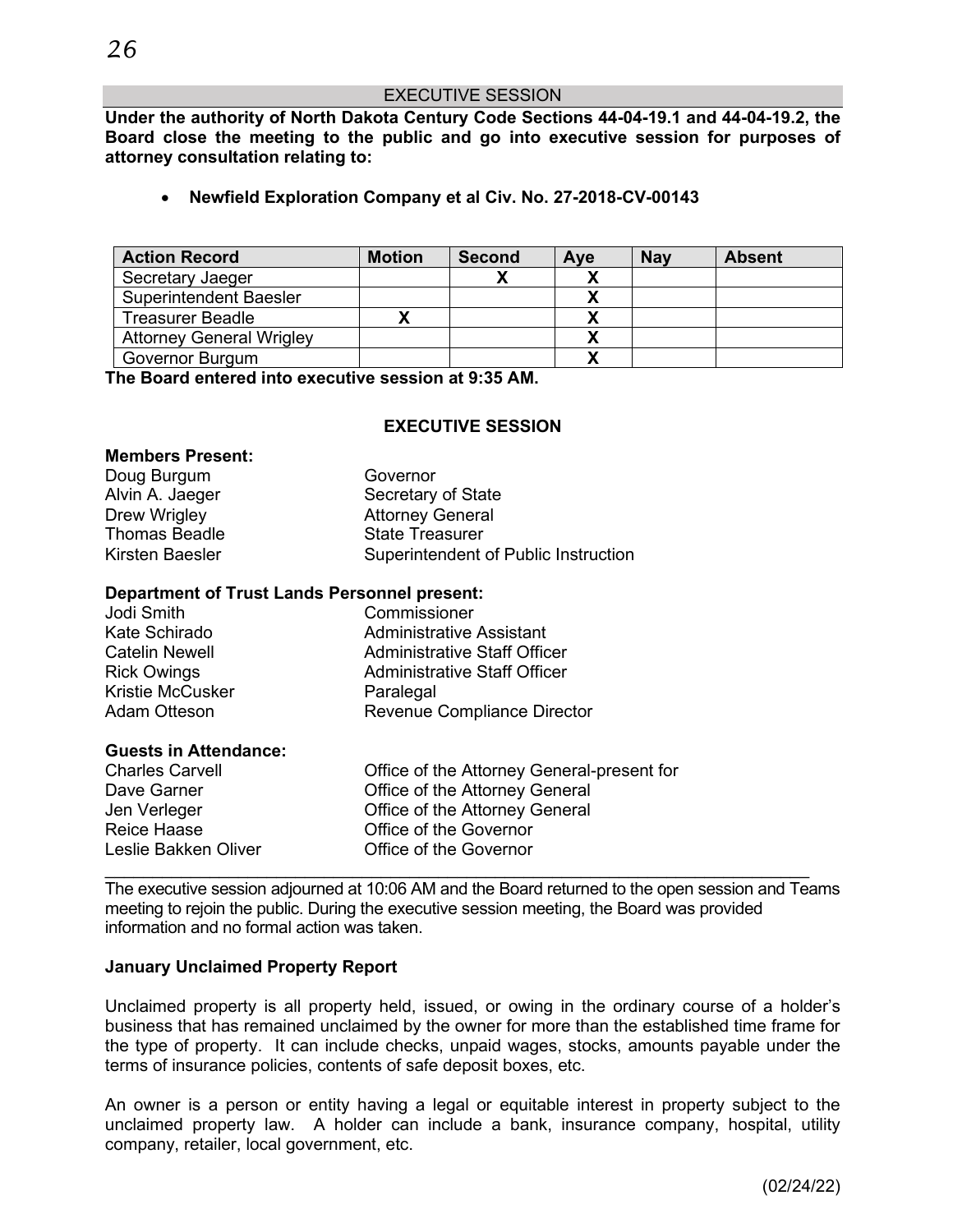## EXECUTIVE SESSION

**Under the authority of North Dakota Century Code Sections 44-04-19.1 and 44-04-19.2, the Board close the meeting to the public and go into executive session for purposes of attorney consultation relating to:**

- **Newfield Exploration Company et al Civ. No. 27-2018-CV-00143**

| Action Record | Motion | Second | Aye | Nay | Absent |
|---|---|---|---|---|---|
| Secretary Jaeger | | X | X | | |
| Superintendent Baesler | | | X | | |
| Treasurer Beadle | X | | X | | |
| Attorney General Wrigley | | | X | | |
| Governor Burgum | | | X | | |

**The Board entered into executive session at 9:35 AM.**

**EXECUTIVE SESSION**

**Members Present:**

| | |
|---|---|
| Doug Burgum | Governor |
| Alvin A. Jaeger | Secretary of State |
| Drew Wrigley | Attorney General |
| Thomas Beadle | State Treasurer |
| Kirsten Baesler | Superintendent of Public Instruction |

**Department of Trust Lands Personnel present:**

| | |
|---|---|
| Jodi Smith | Commissioner |
| Kate Schirado | Administrative Assistant |
| Catelin Newell | Administrative Staff Officer |
| Rick Owings | Administrative Staff Officer |
| Kristie McCusker | Paralegal |
| Adam Otteson | Revenue Compliance Director |

**Guests in Attendance:**

| | |
|---|---|
| Charles Carvell | Office of the Attorney General-present for |
| Dave Garner | Office of the Attorney General |
| Jen Verleger | Office of the Attorney General |
| Reice Haase | Office of the Governor |
| Leslie Bakken Oliver | Office of the Governor |

---

The executive session adjourned at 10:06 AM and the Board returned to the open session and Teams meeting to rejoin the public. During the executive session meeting, the Board was provided information and no formal action was taken.

**January Unclaimed Property Report**

Unclaimed property is all property held, issued, or owing in the ordinary course of a holder's business that has remained unclaimed by the owner for more than the established time frame for the type of property. It can include checks, unpaid wages, stocks, amounts payable under the terms of insurance policies, contents of safe deposit boxes, etc.

An owner is a person or entity having a legal or equitable interest in property subject to the unclaimed property law. A holder can include a bank, insurance company, hospital, utility company, retailer, local government, etc.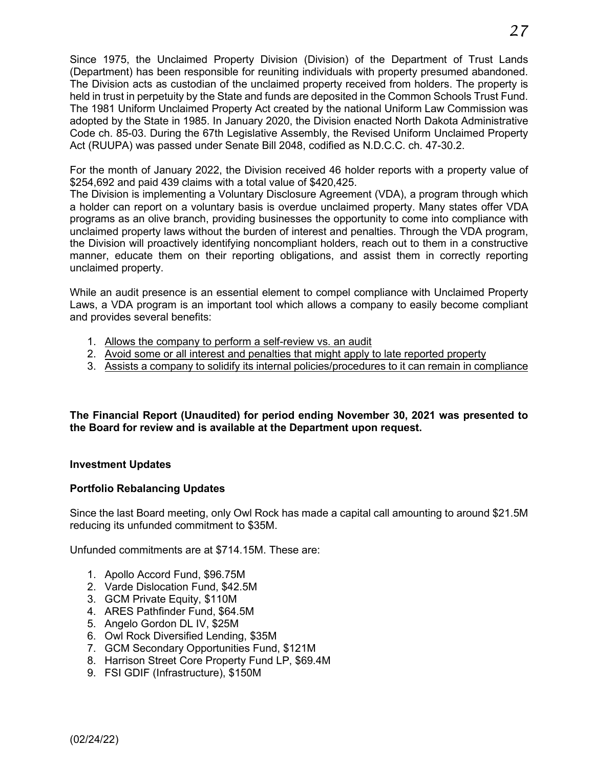Since 1975, the Unclaimed Property Division (Division) of the Department of Trust Lands (Department) has been responsible for reuniting individuals with property presumed abandoned. The Division acts as custodian of the unclaimed property received from holders. The property is held in trust in perpetuity by the State and funds are deposited in the Common Schools Trust Fund. The 1981 Uniform Unclaimed Property Act created by the national Uniform Law Commission was adopted by the State in 1985. In January 2020, the Division enacted North Dakota Administrative Code ch. 85-03. During the 67th Legislative Assembly, the Revised Uniform Unclaimed Property Act (RUUPA) was passed under Senate Bill 2048, codified as N.D.C.C. ch. 47-30.2.

For the month of January 2022, the Division received 46 holder reports with a property value of $254,692 and paid 439 claims with a total value of $420,425.

The Division is implementing a Voluntary Disclosure Agreement (VDA), a program through which a holder can report on a voluntary basis is overdue unclaimed property. Many states offer VDA programs as an olive branch, providing businesses the opportunity to come into compliance with unclaimed property laws without the burden of interest and penalties. Through the VDA program, the Division will proactively identifying noncompliant holders, reach out to them in a constructive manner, educate them on their reporting obligations, and assist them in correctly reporting unclaimed property.

While an audit presence is an essential element to compel compliance with Unclaimed Property Laws, a VDA program is an important tool which allows a company to easily become compliant and provides several benefits:

1. <u>Allows the company to perform a self-review vs. an audit</u>
2. <u>Avoid some or all interest and penalties that might apply to late reported property</u>
3. <u>Assists a company to solidify its internal policies/procedures to it can remain in compliance</u>

**The Financial Report (Unaudited) for period ending November 30, 2021 was presented to the Board for review and is available at the Department upon request.**

**Investment Updates**

**Portfolio Rebalancing Updates**

Since the last Board meeting, only Owl Rock has made a capital call amounting to around $21.5M reducing its unfunded commitment to $35M.

Unfunded commitments are at $714.15M. These are:

1. Apollo Accord Fund, $96.75M
2. Varde Dislocation Fund, $42.5M
3. GCM Private Equity, $110M
4. ARES Pathfinder Fund, $64.5M
5. Angelo Gordon DL IV, $25M
6. Owl Rock Diversified Lending, $35M
7. GCM Secondary Opportunities Fund, $121M
8. Harrison Street Core Property Fund LP, $69.4M
9. FSI GDIF (Infrastructure), $150M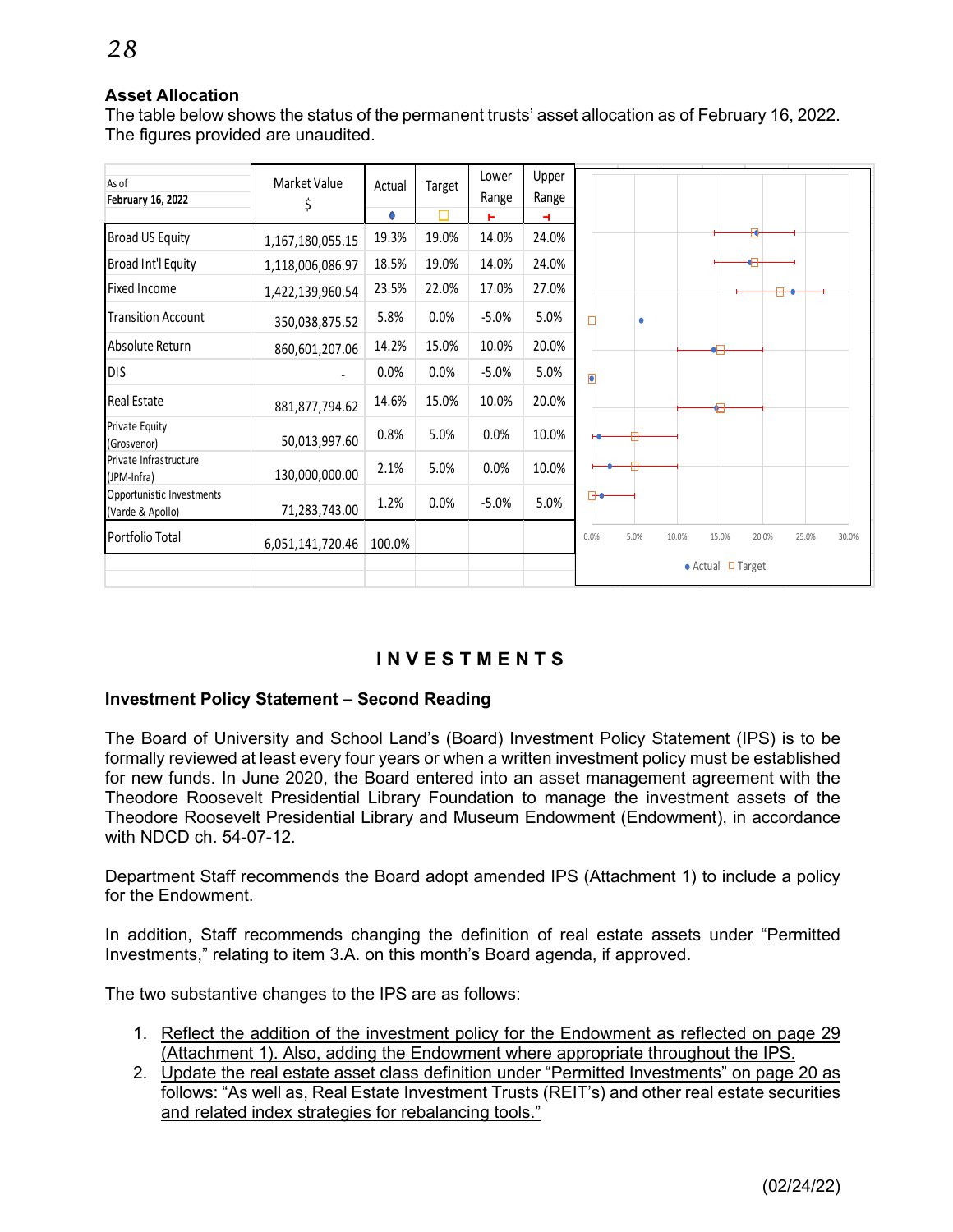## Asset Allocation

The table below shows the status of the permanent trusts' asset allocation as of February 16, 2022. The figures provided are unaudited.

| As of February 16, 2022 | Market Value $ | Actual | Target | Lower Range | Upper Range |
|---|---|---|---|---|---|
| Broad US Equity | 1,167,180,055.15 | 19.3% | 19.0% | 14.0% | 24.0% |
| Broad Int'l Equity | 1,118,006,086.97 | 18.5% | 19.0% | 14.0% | 24.0% |
| Fixed Income | 1,422,139,960.54 | 23.5% | 22.0% | 17.0% | 27.0% |
| Transition Account | 350,038,875.52 | 5.8% | 0.0% | -5.0% | 5.0% |
| Absolute Return | 860,601,207.06 | 14.2% | 15.0% | 10.0% | 20.0% |
| DIS | - | 0.0% | 0.0% | -5.0% | 5.0% |
| Real Estate | 881,877,794.62 | 14.6% | 15.0% | 10.0% | 20.0% |
| Private Equity (Grosvenor) | 50,013,997.60 | 0.8% | 5.0% | 0.0% | 10.0% |
| Private Infrastructure (JPM-Infra) | 130,000,000.00 | 2.1% | 5.0% | 0.0% | 10.0% |
| Opportunistic Investments (Varde & Apollo) | 71,283,743.00 | 1.2% | 0.0% | -5.0% | 5.0% |
| Portfolio Total | 6,051,141,720.46 | 100.0% | | | |

# INVESTMENTS

### Investment Policy Statement – Second Reading

The Board of University and School Land's (Board) Investment Policy Statement (IPS) is to be formally reviewed at least every four years or when a written investment policy must be established for new funds. In June 2020, the Board entered into an asset management agreement with the Theodore Roosevelt Presidential Library Foundation to manage the investment assets of the Theodore Roosevelt Presidential Library and Museum Endowment (Endowment), in accordance with NDCD ch. 54-07-12.

Department Staff recommends the Board adopt amended IPS (Attachment 1) to include a policy for the Endowment.

In addition, Staff recommends changing the definition of real estate assets under "Permitted Investments," relating to item 3.A. on this month's Board agenda, if approved.

The two substantive changes to the IPS are as follows:

1. Reflect the addition of the investment policy for the Endowment as reflected on page 29 (Attachment 1). Also, adding the Endowment where appropriate throughout the IPS.
2. Update the real estate asset class definition under "Permitted Investments" on page 20 as follows: "As well as, Real Estate Investment Trusts (REIT's) and other real estate securities and related index strategies for rebalancing tools."

(02/24/22)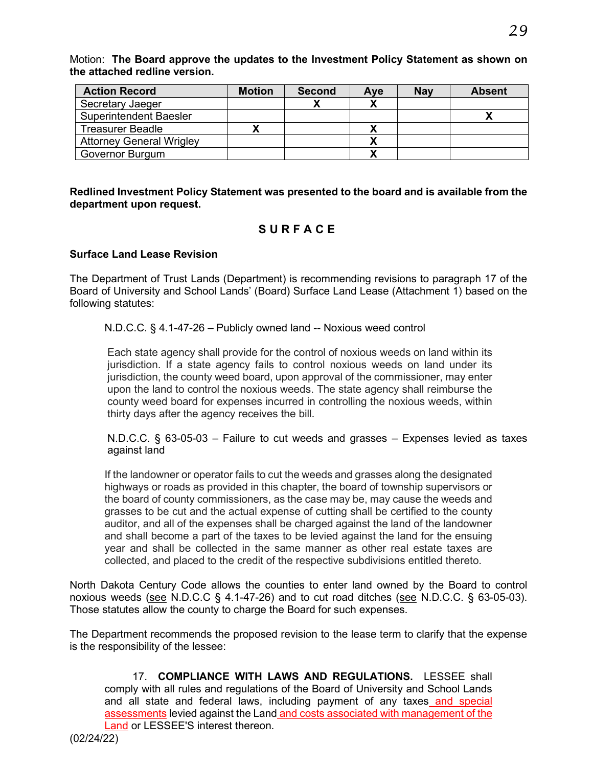Motion: **The Board approve the updates to the Investment Policy Statement as shown on the attached redline version.**

| Action Record | Motion | Second | Aye | Nay | Absent |
|---|---|---|---|---|---|
| Secretary Jaeger | | X | X | | |
| Superintendent Baesler | | | | | X |
| Treasurer Beadle | X | | X | | |
| Attorney General Wrigley | | | X | | |
| Governor Burgum | | | X | | |

**Redlined Investment Policy Statement was presented to the board and is available from the department upon request.**

## S U R F A C E

**Surface Land Lease Revision**

The Department of Trust Lands (Department) is recommending revisions to paragraph 17 of the Board of University and School Lands' (Board) Surface Land Lease (Attachment 1) based on the following statutes:

> N.D.C.C. § 4.1-47-26 – Publicly owned land -- Noxious weed control
>
> Each state agency shall provide for the control of noxious weeds on land within its jurisdiction. If a state agency fails to control noxious weeds on land under its jurisdiction, the county weed board, upon approval of the commissioner, may enter upon the land to control the noxious weeds. The state agency shall reimburse the county weed board for expenses incurred in controlling the noxious weeds, within thirty days after the agency receives the bill.
>
> N.D.C.C. § 63-05-03 – Failure to cut weeds and grasses – Expenses levied as taxes against land
>
> If the landowner or operator fails to cut the weeds and grasses along the designated highways or roads as provided in this chapter, the board of township supervisors or the board of county commissioners, as the case may be, may cause the weeds and grasses to be cut and the actual expense of cutting shall be certified to the county auditor, and all of the expenses shall be charged against the land of the landowner and shall become a part of the taxes to be levied against the land for the ensuing year and shall be collected in the same manner as other real estate taxes are collected, and placed to the credit of the respective subdivisions entitled thereto.

North Dakota Century Code allows the counties to enter land owned by the Board to control noxious weeds (see N.D.C.C § 4.1-47-26) and to cut road ditches (see N.D.C.C. § 63-05-03). Those statutes allow the county to charge the Board for such expenses.

The Department recommends the proposed revision to the lease term to clarify that the expense is the responsibility of the lessee:

> 17. **COMPLIANCE WITH LAWS AND REGULATIONS.** LESSEE shall comply with all rules and regulations of the Board of University and School Lands and all state and federal laws, including payment of any taxes and special assessments levied against the Land and costs associated with management of the Land or LESSEE'S interest thereon.

(02/24/22)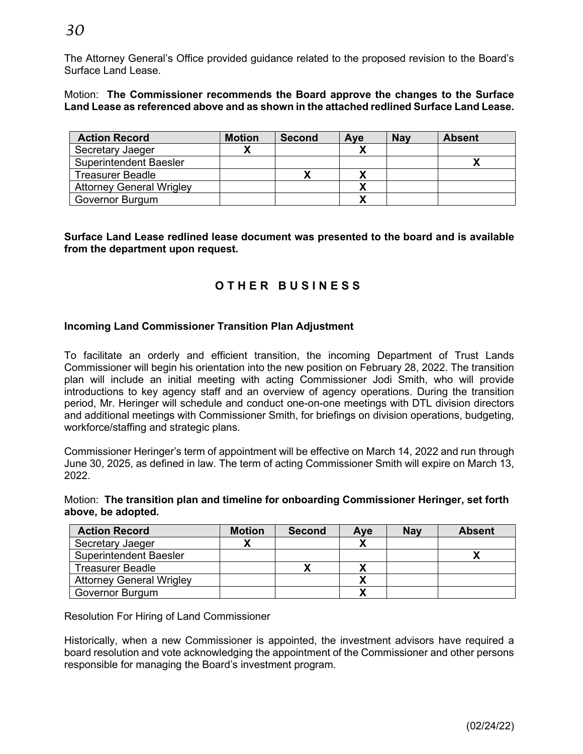The Attorney General's Office provided guidance related to the proposed revision to the Board's Surface Land Lease.

Motion: **The Commissioner recommends the Board approve the changes to the Surface Land Lease as referenced above and as shown in the attached redlined Surface Land Lease.**

| Action Record | Motion | Second | Aye | Nay | Absent |
|---|---|---|---|---|---|
| Secretary Jaeger | X | | X | | |
| Superintendent Baesler | | | | | X |
| Treasurer Beadle | | X | X | | |
| Attorney General Wrigley | | | X | | |
| Governor Burgum | | | X | | |

**Surface Land Lease redlined lease document was presented to the board and is available from the department upon request.**

## OTHER BUSINESS

### Incoming Land Commissioner Transition Plan Adjustment

To facilitate an orderly and efficient transition, the incoming Department of Trust Lands Commissioner will begin his orientation into the new position on February 28, 2022. The transition plan will include an initial meeting with acting Commissioner Jodi Smith, who will provide introductions to key agency staff and an overview of agency operations. During the transition period, Mr. Heringer will schedule and conduct one-on-one meetings with DTL division directors and additional meetings with Commissioner Smith, for briefings on division operations, budgeting, workforce/staffing and strategic plans.

Commissioner Heringer's term of appointment will be effective on March 14, 2022 and run through June 30, 2025, as defined in law. The term of acting Commissioner Smith will expire on March 13, 2022.

Motion: **The transition plan and timeline for onboarding Commissioner Heringer, set forth above, be adopted.**

| Action Record | Motion | Second | Aye | Nay | Absent |
|---|---|---|---|---|---|
| Secretary Jaeger | X | | X | | |
| Superintendent Baesler | | | | | X |
| Treasurer Beadle | | X | X | | |
| Attorney General Wrigley | | | X | | |
| Governor Burgum | | | X | | |

Resolution For Hiring of Land Commissioner

Historically, when a new Commissioner is appointed, the investment advisors have required a board resolution and vote acknowledging the appointment of the Commissioner and other persons responsible for managing the Board's investment program.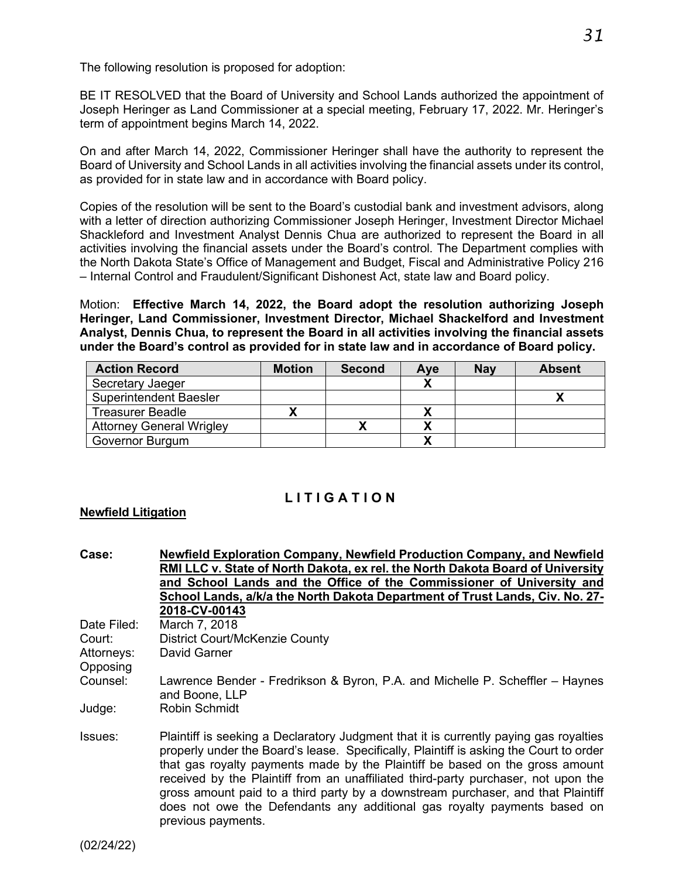The following resolution is proposed for adoption:

BE IT RESOLVED that the Board of University and School Lands authorized the appointment of Joseph Heringer as Land Commissioner at a special meeting, February 17, 2022. Mr. Heringer's term of appointment begins March 14, 2022.

On and after March 14, 2022, Commissioner Heringer shall have the authority to represent the Board of University and School Lands in all activities involving the financial assets under its control, as provided for in state law and in accordance with Board policy.

Copies of the resolution will be sent to the Board's custodial bank and investment advisors, along with a letter of direction authorizing Commissioner Joseph Heringer, Investment Director Michael Shackleford and Investment Analyst Dennis Chua are authorized to represent the Board in all activities involving the financial assets under the Board's control. The Department complies with the North Dakota State's Office of Management and Budget, Fiscal and Administrative Policy 216 – Internal Control and Fraudulent/Significant Dishonest Act, state law and Board policy.

Motion: **Effective March 14, 2022, the Board adopt the resolution authorizing Joseph Heringer, Land Commissioner, Investment Director, Michael Shackelford and Investment Analyst, Dennis Chua, to represent the Board in all activities involving the financial assets under the Board's control as provided for in state law and in accordance of Board policy.**

| Action Record | Motion | Second | Aye | Nay | Absent |
|---|---|---|---|---|---|
| Secretary Jaeger | | | X | | |
| Superintendent Baesler | | | | | X |
| Treasurer Beadle | X | | X | | |
| Attorney General Wrigley | | X | X | | |
| Governor Burgum | | | X | | |

# L I T I G A T I O N

**Newfield Litigation**

**Case:** **Newfield Exploration Company, Newfield Production Company, and Newfield RMI LLC v. State of North Dakota, ex rel. the North Dakota Board of University and School Lands and the Office of the Commissioner of University and School Lands, a/k/a the North Dakota Department of Trust Lands, Civ. No. 27-2018-CV-00143**

Date Filed: March 7, 2018

Court: District Court/McKenzie County

Attorneys: David Garner

Opposing Counsel: Lawrence Bender - Fredrikson & Byron, P.A. and Michelle P. Scheffler – Haynes and Boone, LLP

Judge: Robin Schmidt

Issues: Plaintiff is seeking a Declaratory Judgment that it is currently paying gas royalties properly under the Board's lease. Specifically, Plaintiff is asking the Court to order that gas royalty payments made by the Plaintiff be based on the gross amount received by the Plaintiff from an unaffiliated third-party purchaser, not upon the gross amount paid to a third party by a downstream purchaser, and that Plaintiff does not owe the Defendants any additional gas royalty payments based on previous payments.

(02/24/22)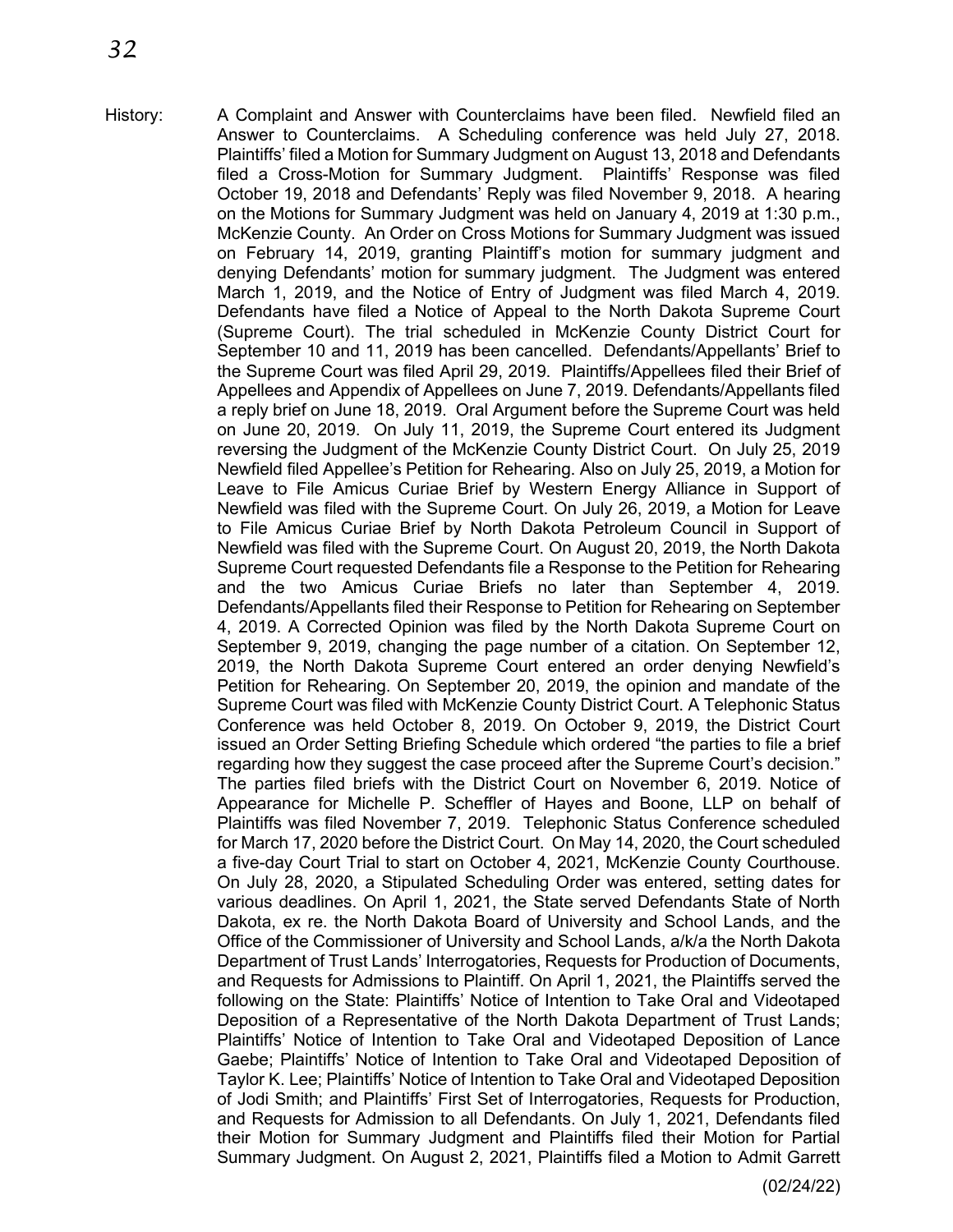History: A Complaint and Answer with Counterclaims have been filed. Newfield filed an Answer to Counterclaims. A Scheduling conference was held July 27, 2018. Plaintiffs' filed a Motion for Summary Judgment on August 13, 2018 and Defendants filed a Cross-Motion for Summary Judgment. Plaintiffs' Response was filed October 19, 2018 and Defendants' Reply was filed November 9, 2018. A hearing on the Motions for Summary Judgment was held on January 4, 2019 at 1:30 p.m., McKenzie County. An Order on Cross Motions for Summary Judgment was issued on February 14, 2019, granting Plaintiff's motion for summary judgment and denying Defendants' motion for summary judgment. The Judgment was entered March 1, 2019, and the Notice of Entry of Judgment was filed March 4, 2019. Defendants have filed a Notice of Appeal to the North Dakota Supreme Court (Supreme Court). The trial scheduled in McKenzie County District Court for September 10 and 11, 2019 has been cancelled. Defendants/Appellants' Brief to the Supreme Court was filed April 29, 2019. Plaintiffs/Appellees filed their Brief of Appellees and Appendix of Appellees on June 7, 2019. Defendants/Appellants filed a reply brief on June 18, 2019. Oral Argument before the Supreme Court was held on June 20, 2019. On July 11, 2019, the Supreme Court entered its Judgment reversing the Judgment of the McKenzie County District Court. On July 25, 2019 Newfield filed Appellee's Petition for Rehearing. Also on July 25, 2019, a Motion for Leave to File Amicus Curiae Brief by Western Energy Alliance in Support of Newfield was filed with the Supreme Court. On July 26, 2019, a Motion for Leave to File Amicus Curiae Brief by North Dakota Petroleum Council in Support of Newfield was filed with the Supreme Court. On August 20, 2019, the North Dakota Supreme Court requested Defendants file a Response to the Petition for Rehearing and the two Amicus Curiae Briefs no later than September 4, 2019. Defendants/Appellants filed their Response to Petition for Rehearing on September 4, 2019. A Corrected Opinion was filed by the North Dakota Supreme Court on September 9, 2019, changing the page number of a citation. On September 12, 2019, the North Dakota Supreme Court entered an order denying Newfield's Petition for Rehearing. On September 20, 2019, the opinion and mandate of the Supreme Court was filed with McKenzie County District Court. A Telephonic Status Conference was held October 8, 2019. On October 9, 2019, the District Court issued an Order Setting Briefing Schedule which ordered "the parties to file a brief regarding how they suggest the case proceed after the Supreme Court's decision." The parties filed briefs with the District Court on November 6, 2019. Notice of Appearance for Michelle P. Scheffler of Hayes and Boone, LLP on behalf of Plaintiffs was filed November 7, 2019. Telephonic Status Conference scheduled for March 17, 2020 before the District Court. On May 14, 2020, the Court scheduled a five-day Court Trial to start on October 4, 2021, McKenzie County Courthouse. On July 28, 2020, a Stipulated Scheduling Order was entered, setting dates for various deadlines. On April 1, 2021, the State served Defendants State of North Dakota, ex re. the North Dakota Board of University and School Lands, and the Office of the Commissioner of University and School Lands, a/k/a the North Dakota Department of Trust Lands' Interrogatories, Requests for Production of Documents, and Requests for Admissions to Plaintiff. On April 1, 2021, the Plaintiffs served the following on the State: Plaintiffs' Notice of Intention to Take Oral and Videotaped Deposition of a Representative of the North Dakota Department of Trust Lands; Plaintiffs' Notice of Intention to Take Oral and Videotaped Deposition of Lance Gaebe; Plaintiffs' Notice of Intention to Take Oral and Videotaped Deposition of Taylor K. Lee; Plaintiffs' Notice of Intention to Take Oral and Videotaped Deposition of Jodi Smith; and Plaintiffs' First Set of Interrogatories, Requests for Production, and Requests for Admission to all Defendants. On July 1, 2021, Defendants filed their Motion for Summary Judgment and Plaintiffs filed their Motion for Partial Summary Judgment. On August 2, 2021, Plaintiffs filed a Motion to Admit Garrett

(02/24/22)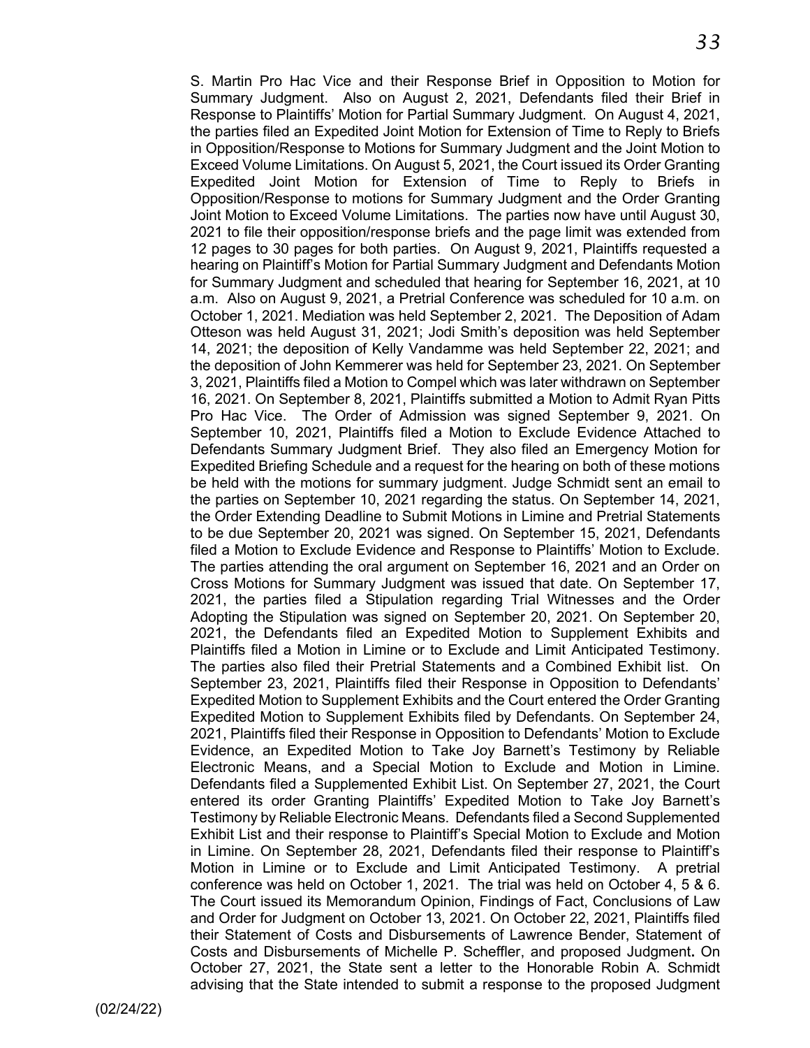S. Martin Pro Hac Vice and their Response Brief in Opposition to Motion for Summary Judgment. Also on August 2, 2021, Defendants filed their Brief in Response to Plaintiffs' Motion for Partial Summary Judgment. On August 4, 2021, the parties filed an Expedited Joint Motion for Extension of Time to Reply to Briefs in Opposition/Response to Motions for Summary Judgment and the Joint Motion to Exceed Volume Limitations. On August 5, 2021, the Court issued its Order Granting Expedited Joint Motion for Extension of Time to Reply to Briefs in Opposition/Response to motions for Summary Judgment and the Order Granting Joint Motion to Exceed Volume Limitations. The parties now have until August 30, 2021 to file their opposition/response briefs and the page limit was extended from 12 pages to 30 pages for both parties. On August 9, 2021, Plaintiffs requested a hearing on Plaintiff's Motion for Partial Summary Judgment and Defendants Motion for Summary Judgment and scheduled that hearing for September 16, 2021, at 10 a.m. Also on August 9, 2021, a Pretrial Conference was scheduled for 10 a.m. on October 1, 2021. Mediation was held September 2, 2021. The Deposition of Adam Otteson was held August 31, 2021; Jodi Smith's deposition was held September 14, 2021; the deposition of Kelly Vandamme was held September 22, 2021; and the deposition of John Kemmerer was held for September 23, 2021. On September 3, 2021, Plaintiffs filed a Motion to Compel which was later withdrawn on September 16, 2021. On September 8, 2021, Plaintiffs submitted a Motion to Admit Ryan Pitts Pro Hac Vice. The Order of Admission was signed September 9, 2021. On September 10, 2021, Plaintiffs filed a Motion to Exclude Evidence Attached to Defendants Summary Judgment Brief. They also filed an Emergency Motion for Expedited Briefing Schedule and a request for the hearing on both of these motions be held with the motions for summary judgment. Judge Schmidt sent an email to the parties on September 10, 2021 regarding the status. On September 14, 2021, the Order Extending Deadline to Submit Motions in Limine and Pretrial Statements to be due September 20, 2021 was signed. On September 15, 2021, Defendants filed a Motion to Exclude Evidence and Response to Plaintiffs' Motion to Exclude. The parties attending the oral argument on September 16, 2021 and an Order on Cross Motions for Summary Judgment was issued that date. On September 17, 2021, the parties filed a Stipulation regarding Trial Witnesses and the Order Adopting the Stipulation was signed on September 20, 2021. On September 20, 2021, the Defendants filed an Expedited Motion to Supplement Exhibits and Plaintiffs filed a Motion in Limine or to Exclude and Limit Anticipated Testimony. The parties also filed their Pretrial Statements and a Combined Exhibit list. On September 23, 2021, Plaintiffs filed their Response in Opposition to Defendants' Expedited Motion to Supplement Exhibits and the Court entered the Order Granting Expedited Motion to Supplement Exhibits filed by Defendants. On September 24, 2021, Plaintiffs filed their Response in Opposition to Defendants' Motion to Exclude Evidence, an Expedited Motion to Take Joy Barnett's Testimony by Reliable Electronic Means, and a Special Motion to Exclude and Motion in Limine. Defendants filed a Supplemented Exhibit List. On September 27, 2021, the Court entered its order Granting Plaintiffs' Expedited Motion to Take Joy Barnett's Testimony by Reliable Electronic Means. Defendants filed a Second Supplemented Exhibit List and their response to Plaintiff's Special Motion to Exclude and Motion in Limine. On September 28, 2021, Defendants filed their response to Plaintiff's Motion in Limine or to Exclude and Limit Anticipated Testimony. A pretrial conference was held on October 1, 2021. The trial was held on October 4, 5 & 6. The Court issued its Memorandum Opinion, Findings of Fact, Conclusions of Law and Order for Judgment on October 13, 2021. On October 22, 2021, Plaintiffs filed their Statement of Costs and Disbursements of Lawrence Bender, Statement of Costs and Disbursements of Michelle P. Scheffler, and proposed Judgment**.** On October 27, 2021, the State sent a letter to the Honorable Robin A. Schmidt advising that the State intended to submit a response to the proposed Judgment

(02/24/22)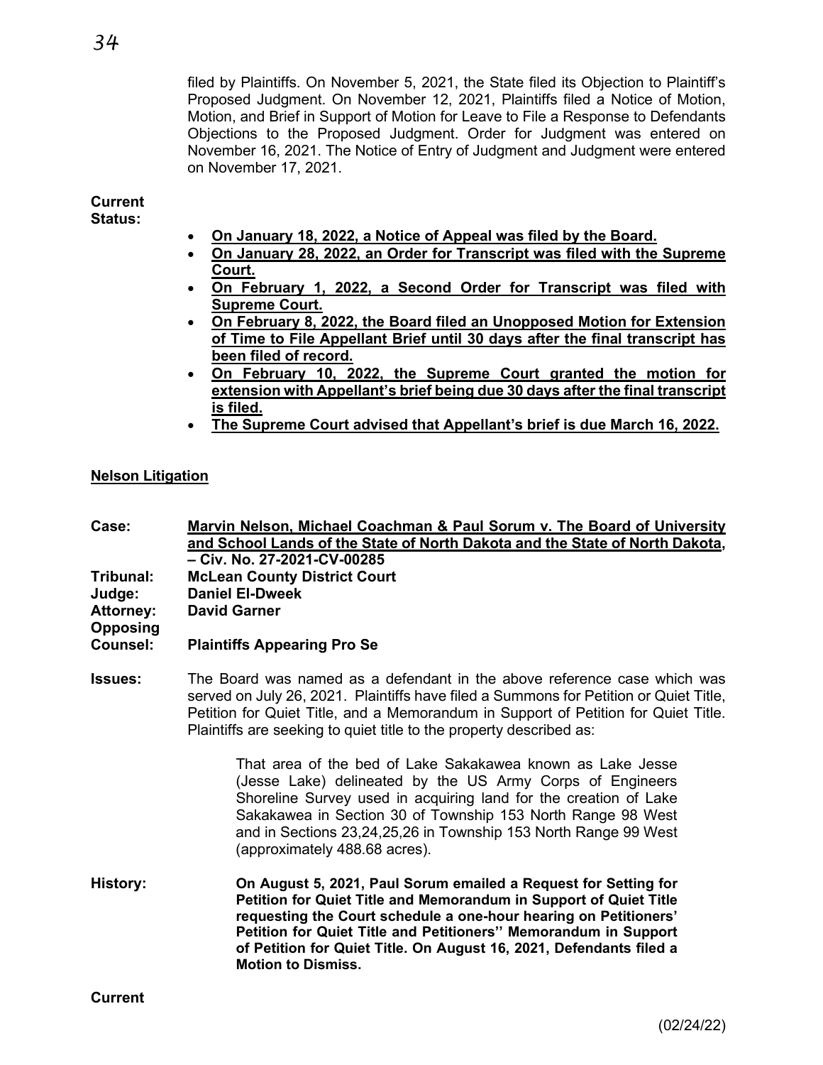filed by Plaintiffs. On November 5, 2021, the State filed its Objection to Plaintiff's Proposed Judgment. On November 12, 2021, Plaintiffs filed a Notice of Motion, Motion, and Brief in Support of Motion for Leave to File a Response to Defendants Objections to the Proposed Judgment. Order for Judgment was entered on November 16, 2021. The Notice of Entry of Judgment and Judgment were entered on November 17, 2021.

**Current Status:**

- **On January 18, 2022, a Notice of Appeal was filed by the Board.**
- **On January 28, 2022, an Order for Transcript was filed with the Supreme Court.**
- **On February 1, 2022, a Second Order for Transcript was filed with Supreme Court.**
- **On February 8, 2022, the Board filed an Unopposed Motion for Extension of Time to File Appellant Brief until 30 days after the final transcript has been filed of record.**
- **On February 10, 2022, the Supreme Court granted the motion for extension with Appellant's brief being due 30 days after the final transcript is filed.**
- **The Supreme Court advised that Appellant's brief is due March 16, 2022.**

**Nelson Litigation**

**Case:** **Marvin Nelson, Michael Coachman & Paul Sorum v. The Board of University and School Lands of the State of North Dakota and the State of North Dakota, – Civ. No. 27-2021-CV-00285**

**Tribunal:** **McLean County District Court**

**Judge:** **Daniel El-Dweek**

**Attorney:** **David Garner**

**Opposing Counsel:** **Plaintiffs Appearing Pro Se**

**Issues:** The Board was named as a defendant in the above reference case which was served on July 26, 2021. Plaintiffs have filed a Summons for Petition or Quiet Title, Petition for Quiet Title, and a Memorandum in Support of Petition for Quiet Title. Plaintiffs are seeking to quiet title to the property described as:

> That area of the bed of Lake Sakakawea known as Lake Jesse (Jesse Lake) delineated by the US Army Corps of Engineers Shoreline Survey used in acquiring land for the creation of Lake Sakakawea in Section 30 of Township 153 North Range 98 West and in Sections 23,24,25,26 in Township 153 North Range 99 West (approximately 488.68 acres).

**History:** **On August 5, 2021, Paul Sorum emailed a Request for Setting for Petition for Quiet Title and Memorandum in Support of Quiet Title requesting the Court schedule a one-hour hearing on Petitioners' Petition for Quiet Title and Petitioners'' Memorandum in Support of Petition for Quiet Title. On August 16, 2021, Defendants filed a Motion to Dismiss.**

**Current**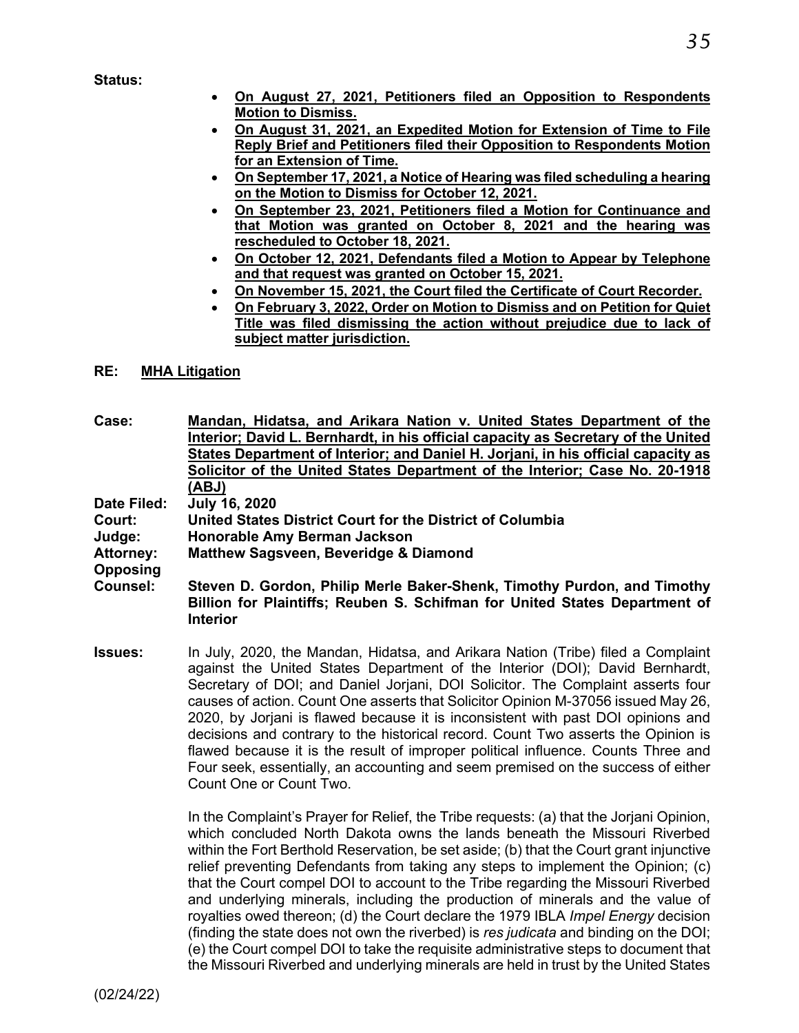**Status:**

- **On August 27, 2021, Petitioners filed an Opposition to Respondents Motion to Dismiss.**
- **On August 31, 2021, an Expedited Motion for Extension of Time to File Reply Brief and Petitioners filed their Opposition to Respondents Motion for an Extension of Time.**
- **On September 17, 2021, a Notice of Hearing was filed scheduling a hearing on the Motion to Dismiss for October 12, 2021.**
- **On September 23, 2021, Petitioners filed a Motion for Continuance and that Motion was granted on October 8, 2021 and the hearing was rescheduled to October 18, 2021.**
- **On October 12, 2021, Defendants filed a Motion to Appear by Telephone and that request was granted on October 15, 2021.**
- **On November 15, 2021, the Court filed the Certificate of Court Recorder.**
- **On February 3, 2022, Order on Motion to Dismiss and on Petition for Quiet Title was filed dismissing the action without prejudice due to lack of subject matter jurisdiction.**

**RE: MHA Litigation**

**Case:** **Mandan, Hidatsa, and Arikara Nation v. United States Department of the Interior; David L. Bernhardt, in his official capacity as Secretary of the United States Department of Interior; and Daniel H. Jorjani, in his official capacity as Solicitor of the United States Department of the Interior; Case No. 20-1918 (ABJ)**

**Date Filed:** **July 16, 2020**

**Court:** **United States District Court for the District of Columbia**

**Judge:** **Honorable Amy Berman Jackson**

**Attorney:** **Matthew Sagsveen, Beveridge & Diamond**

**Opposing Counsel:** **Steven D. Gordon, Philip Merle Baker-Shenk, Timothy Purdon, and Timothy Billion for Plaintiffs; Reuben S. Schifman for United States Department of Interior**

**Issues:** In July, 2020, the Mandan, Hidatsa, and Arikara Nation (Tribe) filed a Complaint against the United States Department of the Interior (DOI); David Bernhardt, Secretary of DOI; and Daniel Jorjani, DOI Solicitor. The Complaint asserts four causes of action. Count One asserts that Solicitor Opinion M-37056 issued May 26, 2020, by Jorjani is flawed because it is inconsistent with past DOI opinions and decisions and contrary to the historical record. Count Two asserts the Opinion is flawed because it is the result of improper political influence. Counts Three and Four seek, essentially, an accounting and seem premised on the success of either Count One or Count Two.

In the Complaint's Prayer for Relief, the Tribe requests: (a) that the Jorjani Opinion, which concluded North Dakota owns the lands beneath the Missouri Riverbed within the Fort Berthold Reservation, be set aside; (b) that the Court grant injunctive relief preventing Defendants from taking any steps to implement the Opinion; (c) that the Court compel DOI to account to the Tribe regarding the Missouri Riverbed and underlying minerals, including the production of minerals and the value of royalties owed thereon; (d) the Court declare the 1979 IBLA *Impel Energy* decision (finding the state does not own the riverbed) is *res judicata* and binding on the DOI; (e) the Court compel DOI to take the requisite administrative steps to document that the Missouri Riverbed and underlying minerals are held in trust by the United States

(02/24/22)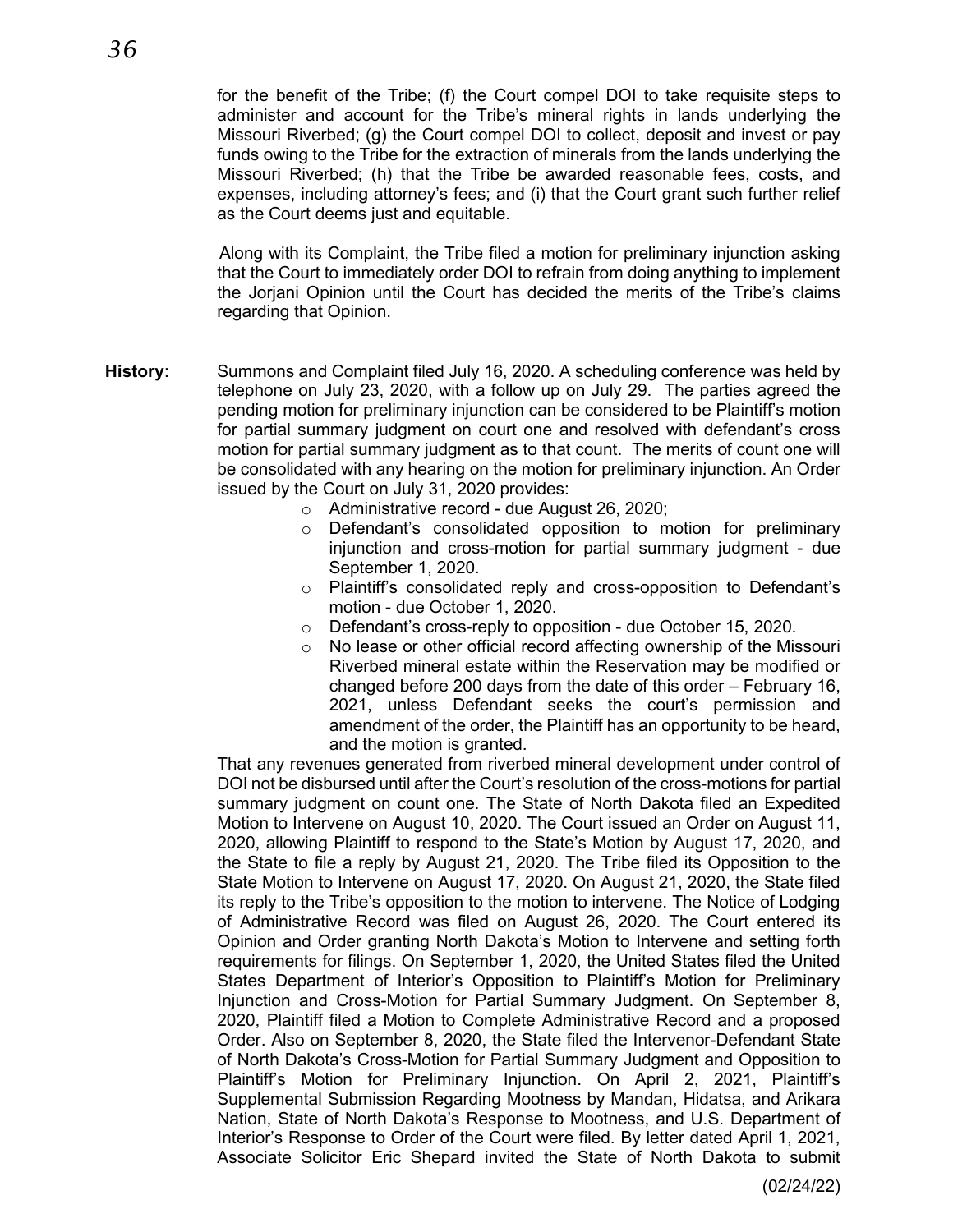for the benefit of the Tribe; (f) the Court compel DOI to take requisite steps to administer and account for the Tribe's mineral rights in lands underlying the Missouri Riverbed; (g) the Court compel DOI to collect, deposit and invest or pay funds owing to the Tribe for the extraction of minerals from the lands underlying the Missouri Riverbed; (h) that the Tribe be awarded reasonable fees, costs, and expenses, including attorney's fees; and (i) that the Court grant such further relief as the Court deems just and equitable.

Along with its Complaint, the Tribe filed a motion for preliminary injunction asking that the Court to immediately order DOI to refrain from doing anything to implement the Jorjani Opinion until the Court has decided the merits of the Tribe's claims regarding that Opinion.

**History:** Summons and Complaint filed July 16, 2020. A scheduling conference was held by telephone on July 23, 2020, with a follow up on July 29. The parties agreed the pending motion for preliminary injunction can be considered to be Plaintiff's motion for partial summary judgment on court one and resolved with defendant's cross motion for partial summary judgment as to that count. The merits of count one will be consolidated with any hearing on the motion for preliminary injunction. An Order issued by the Court on July 31, 2020 provides:

- Administrative record - due August 26, 2020;
- Defendant's consolidated opposition to motion for preliminary injunction and cross-motion for partial summary judgment - due September 1, 2020.
- Plaintiff's consolidated reply and cross-opposition to Defendant's motion - due October 1, 2020.
- Defendant's cross-reply to opposition - due October 15, 2020.
- No lease or other official record affecting ownership of the Missouri Riverbed mineral estate within the Reservation may be modified or changed before 200 days from the date of this order – February 16, 2021, unless Defendant seeks the court's permission and amendment of the order, the Plaintiff has an opportunity to be heard, and the motion is granted.

That any revenues generated from riverbed mineral development under control of DOI not be disbursed until after the Court's resolution of the cross-motions for partial summary judgment on count one. The State of North Dakota filed an Expedited Motion to Intervene on August 10, 2020. The Court issued an Order on August 11, 2020, allowing Plaintiff to respond to the State's Motion by August 17, 2020, and the State to file a reply by August 21, 2020. The Tribe filed its Opposition to the State Motion to Intervene on August 17, 2020. On August 21, 2020, the State filed its reply to the Tribe's opposition to the motion to intervene. The Notice of Lodging of Administrative Record was filed on August 26, 2020. The Court entered its Opinion and Order granting North Dakota's Motion to Intervene and setting forth requirements for filings. On September 1, 2020, the United States filed the United States Department of Interior's Opposition to Plaintiff's Motion for Preliminary Injunction and Cross-Motion for Partial Summary Judgment. On September 8, 2020, Plaintiff filed a Motion to Complete Administrative Record and a proposed Order. Also on September 8, 2020, the State filed the Intervenor-Defendant State of North Dakota's Cross-Motion for Partial Summary Judgment and Opposition to Plaintiff's Motion for Preliminary Injunction. On April 2, 2021, Plaintiff's Supplemental Submission Regarding Mootness by Mandan, Hidatsa, and Arikara Nation, State of North Dakota's Response to Mootness, and U.S. Department of Interior's Response to Order of the Court were filed. By letter dated April 1, 2021, Associate Solicitor Eric Shepard invited the State of North Dakota to submit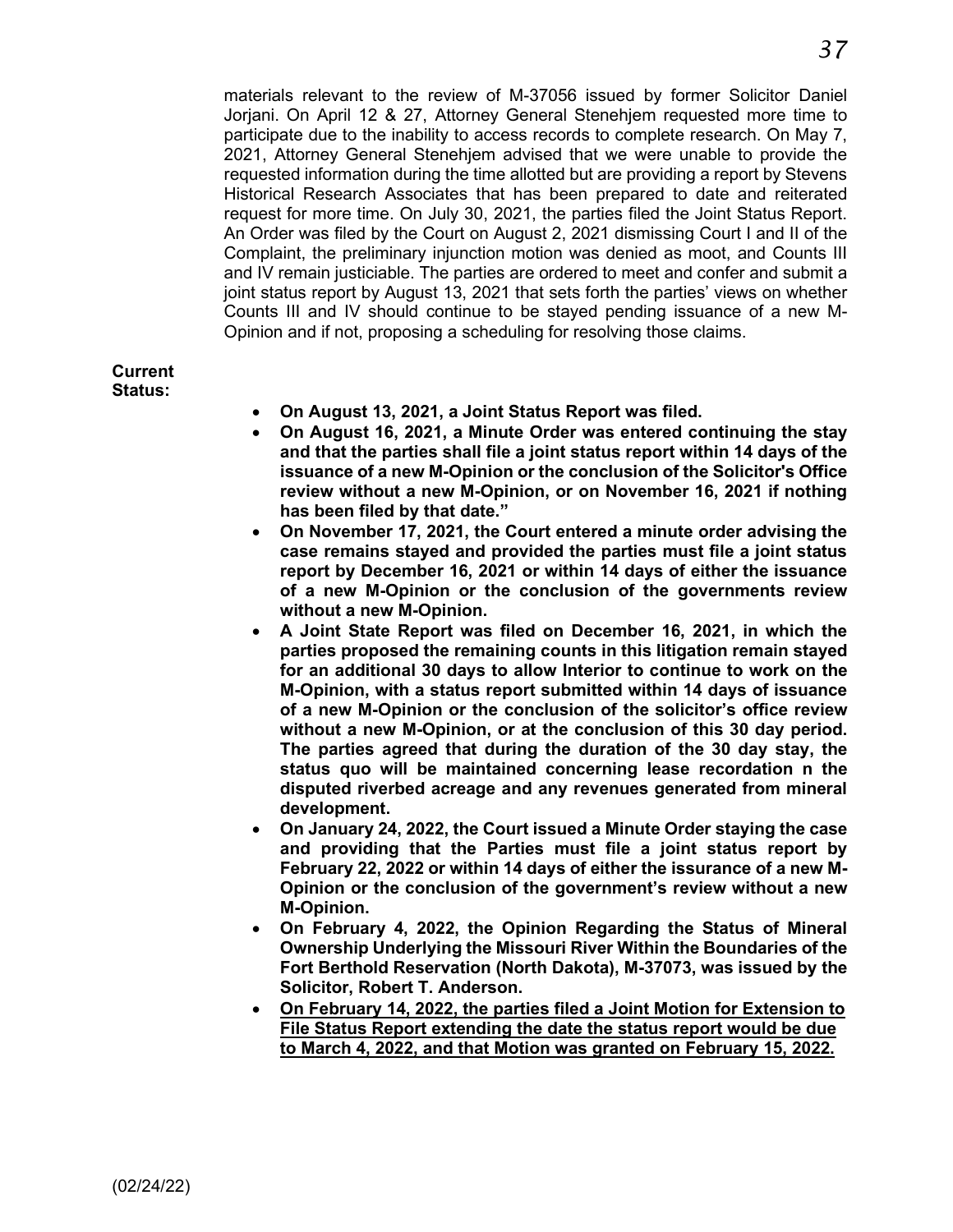materials relevant to the review of M-37056 issued by former Solicitor Daniel Jorjani. On April 12 & 27, Attorney General Stenehjem requested more time to participate due to the inability to access records to complete research. On May 7, 2021, Attorney General Stenehjem advised that we were unable to provide the requested information during the time allotted but are providing a report by Stevens Historical Research Associates that has been prepared to date and reiterated request for more time. On July 30, 2021, the parties filed the Joint Status Report. An Order was filed by the Court on August 2, 2021 dismissing Court I and II of the Complaint, the preliminary injunction motion was denied as moot, and Counts III and IV remain justiciable. The parties are ordered to meet and confer and submit a joint status report by August 13, 2021 that sets forth the parties' views on whether Counts III and IV should continue to be stayed pending issuance of a new M-Opinion and if not, proposing a scheduling for resolving those claims.

**Current Status:**

- **On August 13, 2021, a Joint Status Report was filed.**
- **On August 16, 2021, a Minute Order was entered continuing the stay and that the parties shall file a joint status report within 14 days of the issuance of a new M-Opinion or the conclusion of the Solicitor's Office review without a new M-Opinion, or on November 16, 2021 if nothing has been filed by that date."**
- **On November 17, 2021, the Court entered a minute order advising the case remains stayed and provided the parties must file a joint status report by December 16, 2021 or within 14 days of either the issuance of a new M-Opinion or the conclusion of the governments review without a new M-Opinion.**
- **A Joint State Report was filed on December 16, 2021, in which the parties proposed the remaining counts in this litigation remain stayed for an additional 30 days to allow Interior to continue to work on the M-Opinion, with a status report submitted within 14 days of issuance of a new M-Opinion or the conclusion of the solicitor's office review without a new M-Opinion, or at the conclusion of this 30 day period. The parties agreed that during the duration of the 30 day stay, the status quo will be maintained concerning lease recordation n the disputed riverbed acreage and any revenues generated from mineral development.**
- **On January 24, 2022, the Court issued a Minute Order staying the case and providing that the Parties must file a joint status report by February 22, 2022 or within 14 days of either the issurance of a new M-Opinion or the conclusion of the government's review without a new M-Opinion.**
- **On February 4, 2022, the Opinion Regarding the Status of Mineral Ownership Underlying the Missouri River Within the Boundaries of the Fort Berthold Reservation (North Dakota), M-37073, was issued by the Solicitor, Robert T. Anderson.**
- <u>**On February 14, 2022, the parties filed a Joint Motion for Extension to File Status Report extending the date the status report would be due to March 4, 2022, and that Motion was granted on February 15, 2022.**</u>

(02/24/22)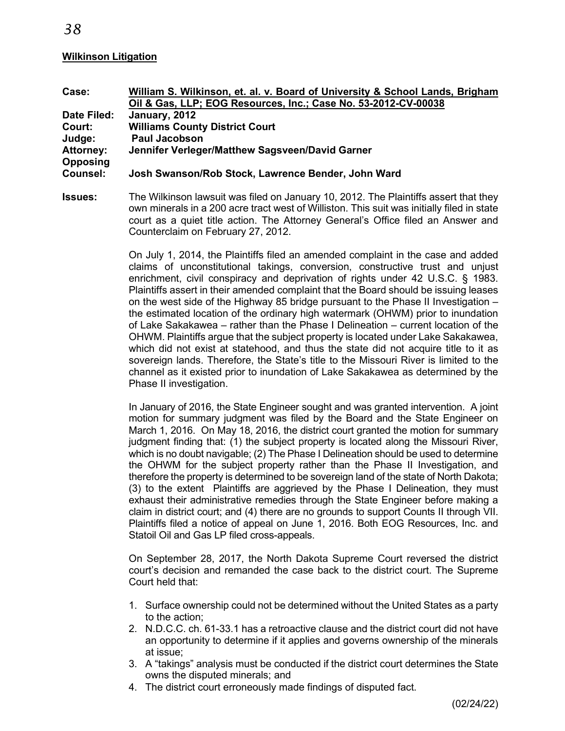**Wilkinson Litigation**

**Case:** William S. Wilkinson, et. al. v. Board of University & School Lands, Brigham Oil & Gas, LLP; EOG Resources, Inc.; Case No. 53-2012-CV-00038

**Date Filed:** January, 2012

**Court:** Williams County District Court

**Judge:** Paul Jacobson

**Attorney:** Jennifer Verleger/Matthew Sagsveen/David Garner

**Opposing Counsel:** Josh Swanson/Rob Stock, Lawrence Bender, John Ward

**Issues:** The Wilkinson lawsuit was filed on January 10, 2012. The Plaintiffs assert that they own minerals in a 200 acre tract west of Williston. This suit was initially filed in state court as a quiet title action. The Attorney General's Office filed an Answer and Counterclaim on February 27, 2012.

On July 1, 2014, the Plaintiffs filed an amended complaint in the case and added claims of unconstitutional takings, conversion, constructive trust and unjust enrichment, civil conspiracy and deprivation of rights under 42 U.S.C. § 1983. Plaintiffs assert in their amended complaint that the Board should be issuing leases on the west side of the Highway 85 bridge pursuant to the Phase II Investigation – the estimated location of the ordinary high watermark (OHWM) prior to inundation of Lake Sakakawea – rather than the Phase I Delineation – current location of the OHWM. Plaintiffs argue that the subject property is located under Lake Sakakawea, which did not exist at statehood, and thus the state did not acquire title to it as sovereign lands. Therefore, the State's title to the Missouri River is limited to the channel as it existed prior to inundation of Lake Sakakawea as determined by the Phase II investigation.

In January of 2016, the State Engineer sought and was granted intervention. A joint motion for summary judgment was filed by the Board and the State Engineer on March 1, 2016. On May 18, 2016, the district court granted the motion for summary judgment finding that: (1) the subject property is located along the Missouri River, which is no doubt navigable; (2) The Phase I Delineation should be used to determine the OHWM for the subject property rather than the Phase II Investigation, and therefore the property is determined to be sovereign land of the state of North Dakota; (3) to the extent Plaintiffs are aggrieved by the Phase I Delineation, they must exhaust their administrative remedies through the State Engineer before making a claim in district court; and (4) there are no grounds to support Counts II through VII. Plaintiffs filed a notice of appeal on June 1, 2016. Both EOG Resources, Inc. and Statoil Oil and Gas LP filed cross-appeals.

On September 28, 2017, the North Dakota Supreme Court reversed the district court's decision and remanded the case back to the district court. The Supreme Court held that:

1. Surface ownership could not be determined without the United States as a party to the action;
2. N.D.C.C. ch. 61-33.1 has a retroactive clause and the district court did not have an opportunity to determine if it applies and governs ownership of the minerals at issue;
3. A "takings" analysis must be conducted if the district court determines the State owns the disputed minerals; and
4. The district court erroneously made findings of disputed fact.

(02/24/22)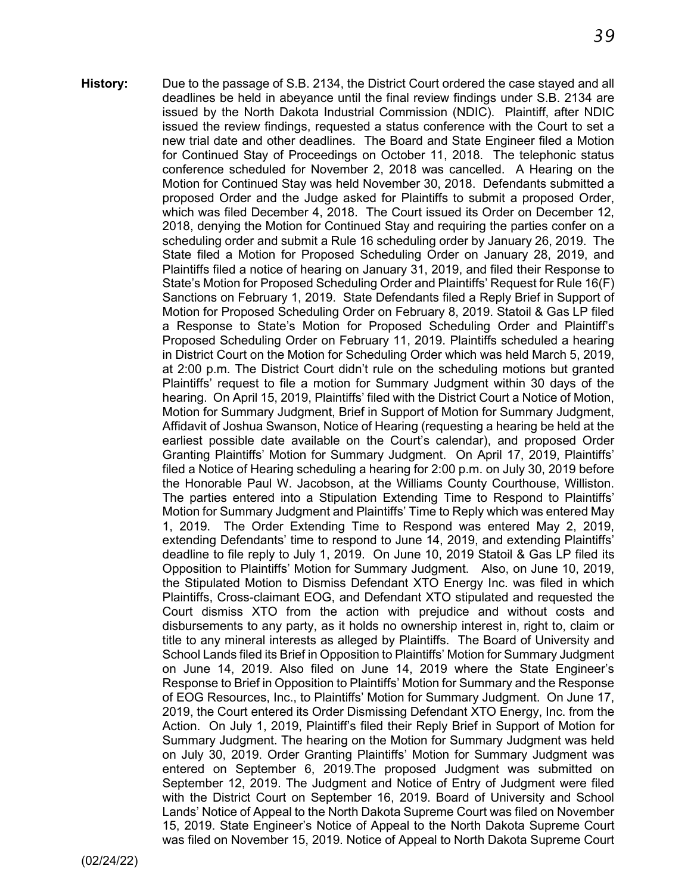**History:** Due to the passage of S.B. 2134, the District Court ordered the case stayed and all deadlines be held in abeyance until the final review findings under S.B. 2134 are issued by the North Dakota Industrial Commission (NDIC). Plaintiff, after NDIC issued the review findings, requested a status conference with the Court to set a new trial date and other deadlines. The Board and State Engineer filed a Motion for Continued Stay of Proceedings on October 11, 2018. The telephonic status conference scheduled for November 2, 2018 was cancelled. A Hearing on the Motion for Continued Stay was held November 30, 2018. Defendants submitted a proposed Order and the Judge asked for Plaintiffs to submit a proposed Order, which was filed December 4, 2018. The Court issued its Order on December 12, 2018, denying the Motion for Continued Stay and requiring the parties confer on a scheduling order and submit a Rule 16 scheduling order by January 26, 2019. The State filed a Motion for Proposed Scheduling Order on January 28, 2019, and Plaintiffs filed a notice of hearing on January 31, 2019, and filed their Response to State's Motion for Proposed Scheduling Order and Plaintiffs' Request for Rule 16(F) Sanctions on February 1, 2019. State Defendants filed a Reply Brief in Support of Motion for Proposed Scheduling Order on February 8, 2019. Statoil & Gas LP filed a Response to State's Motion for Proposed Scheduling Order and Plaintiff's Proposed Scheduling Order on February 11, 2019. Plaintiffs scheduled a hearing in District Court on the Motion for Scheduling Order which was held March 5, 2019, at 2:00 p.m. The District Court didn't rule on the scheduling motions but granted Plaintiffs' request to file a motion for Summary Judgment within 30 days of the hearing. On April 15, 2019, Plaintiffs' filed with the District Court a Notice of Motion, Motion for Summary Judgment, Brief in Support of Motion for Summary Judgment, Affidavit of Joshua Swanson, Notice of Hearing (requesting a hearing be held at the earliest possible date available on the Court's calendar), and proposed Order Granting Plaintiffs' Motion for Summary Judgment. On April 17, 2019, Plaintiffs' filed a Notice of Hearing scheduling a hearing for 2:00 p.m. on July 30, 2019 before the Honorable Paul W. Jacobson, at the Williams County Courthouse, Williston. The parties entered into a Stipulation Extending Time to Respond to Plaintiffs' Motion for Summary Judgment and Plaintiffs' Time to Reply which was entered May 1, 2019. The Order Extending Time to Respond was entered May 2, 2019, extending Defendants' time to respond to June 14, 2019, and extending Plaintiffs' deadline to file reply to July 1, 2019. On June 10, 2019 Statoil & Gas LP filed its Opposition to Plaintiffs' Motion for Summary Judgment. Also, on June 10, 2019, the Stipulated Motion to Dismiss Defendant XTO Energy Inc. was filed in which Plaintiffs, Cross-claimant EOG, and Defendant XTO stipulated and requested the Court dismiss XTO from the action with prejudice and without costs and disbursements to any party, as it holds no ownership interest in, right to, claim or title to any mineral interests as alleged by Plaintiffs. The Board of University and School Lands filed its Brief in Opposition to Plaintiffs' Motion for Summary Judgment on June 14, 2019. Also filed on June 14, 2019 where the State Engineer's Response to Brief in Opposition to Plaintiffs' Motion for Summary and the Response of EOG Resources, Inc., to Plaintiffs' Motion for Summary Judgment. On June 17, 2019, the Court entered its Order Dismissing Defendant XTO Energy, Inc. from the Action. On July 1, 2019, Plaintiff's filed their Reply Brief in Support of Motion for Summary Judgment. The hearing on the Motion for Summary Judgment was held on July 30, 2019. Order Granting Plaintiffs' Motion for Summary Judgment was entered on September 6, 2019.The proposed Judgment was submitted on September 12, 2019. The Judgment and Notice of Entry of Judgment were filed with the District Court on September 16, 2019. Board of University and School Lands' Notice of Appeal to the North Dakota Supreme Court was filed on November 15, 2019. State Engineer's Notice of Appeal to the North Dakota Supreme Court was filed on November 15, 2019. Notice of Appeal to North Dakota Supreme Court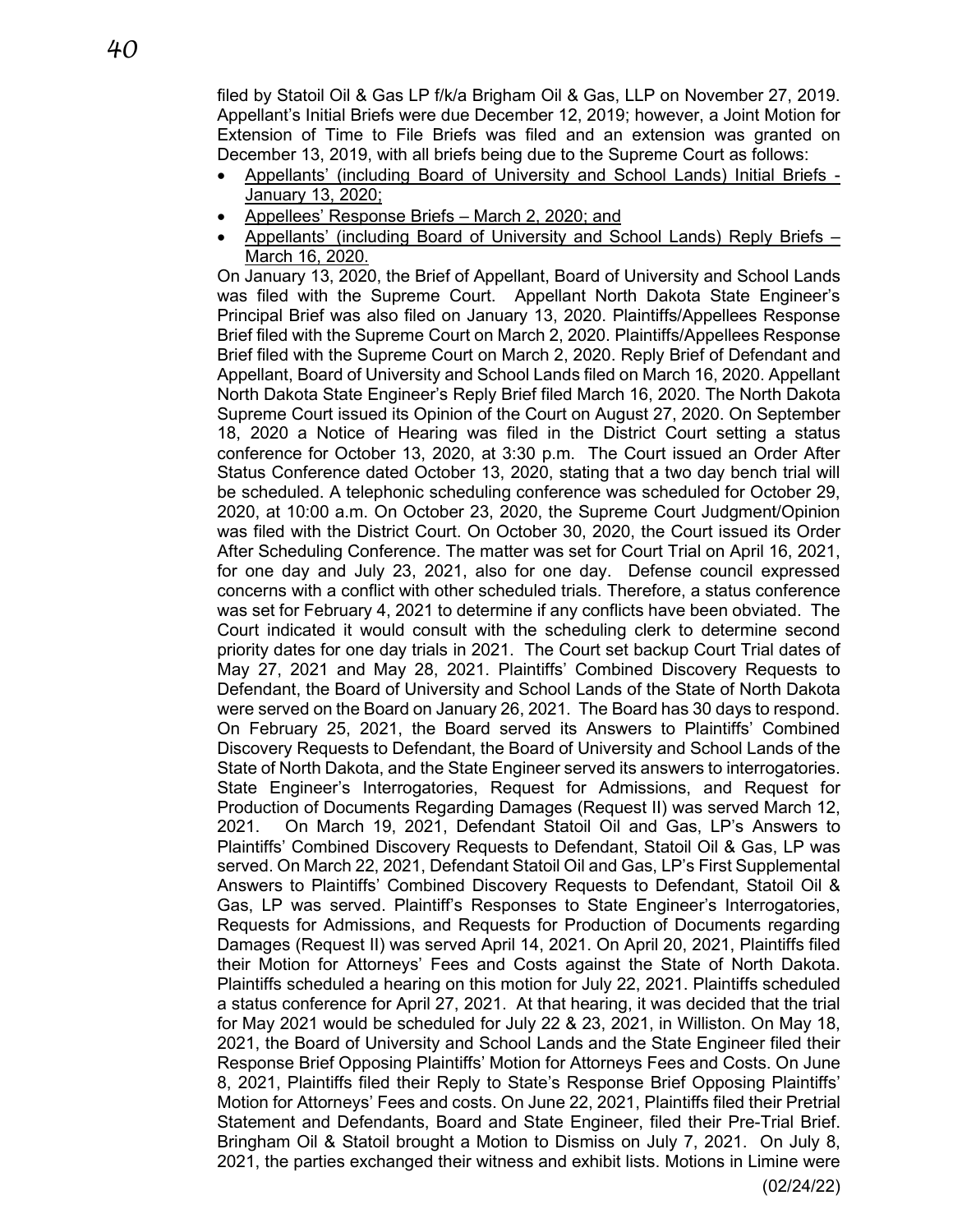filed by Statoil Oil & Gas LP f/k/a Brigham Oil & Gas, LLP on November 27, 2019. Appellant's Initial Briefs were due December 12, 2019; however, a Joint Motion for Extension of Time to File Briefs was filed and an extension was granted on December 13, 2019, with all briefs being due to the Supreme Court as follows:

- <u>Appellants' (including Board of University and School Lands) Initial Briefs - January 13, 2020;</u>
- <u>Appellees' Response Briefs – March 2, 2020; and</u>
- <u>Appellants' (including Board of University and School Lands) Reply Briefs – March 16, 2020.</u>

On January 13, 2020, the Brief of Appellant, Board of University and School Lands was filed with the Supreme Court. Appellant North Dakota State Engineer's Principal Brief was also filed on January 13, 2020. Plaintiffs/Appellees Response Brief filed with the Supreme Court on March 2, 2020. Plaintiffs/Appellees Response Brief filed with the Supreme Court on March 2, 2020. Reply Brief of Defendant and Appellant, Board of University and School Lands filed on March 16, 2020. Appellant North Dakota State Engineer's Reply Brief filed March 16, 2020. The North Dakota Supreme Court issued its Opinion of the Court on August 27, 2020. On September 18, 2020 a Notice of Hearing was filed in the District Court setting a status conference for October 13, 2020, at 3:30 p.m. The Court issued an Order After Status Conference dated October 13, 2020, stating that a two day bench trial will be scheduled. A telephonic scheduling conference was scheduled for October 29, 2020, at 10:00 a.m. On October 23, 2020, the Supreme Court Judgment/Opinion was filed with the District Court. On October 30, 2020, the Court issued its Order After Scheduling Conference. The matter was set for Court Trial on April 16, 2021, for one day and July 23, 2021, also for one day. Defense council expressed concerns with a conflict with other scheduled trials. Therefore, a status conference was set for February 4, 2021 to determine if any conflicts have been obviated. The Court indicated it would consult with the scheduling clerk to determine second priority dates for one day trials in 2021. The Court set backup Court Trial dates of May 27, 2021 and May 28, 2021. Plaintiffs' Combined Discovery Requests to Defendant, the Board of University and School Lands of the State of North Dakota were served on the Board on January 26, 2021. The Board has 30 days to respond. On February 25, 2021, the Board served its Answers to Plaintiffs' Combined Discovery Requests to Defendant, the Board of University and School Lands of the State of North Dakota, and the State Engineer served its answers to interrogatories. State Engineer's Interrogatories, Request for Admissions, and Request for Production of Documents Regarding Damages (Request II) was served March 12, 2021. On March 19, 2021, Defendant Statoil Oil and Gas, LP's Answers to Plaintiffs' Combined Discovery Requests to Defendant, Statoil Oil & Gas, LP was served. On March 22, 2021, Defendant Statoil Oil and Gas, LP's First Supplemental Answers to Plaintiffs' Combined Discovery Requests to Defendant, Statoil Oil & Gas, LP was served. Plaintiff's Responses to State Engineer's Interrogatories, Requests for Admissions, and Requests for Production of Documents regarding Damages (Request II) was served April 14, 2021. On April 20, 2021, Plaintiffs filed their Motion for Attorneys' Fees and Costs against the State of North Dakota. Plaintiffs scheduled a hearing on this motion for July 22, 2021. Plaintiffs scheduled a status conference for April 27, 2021. At that hearing, it was decided that the trial for May 2021 would be scheduled for July 22 & 23, 2021, in Williston. On May 18, 2021, the Board of University and School Lands and the State Engineer filed their Response Brief Opposing Plaintiffs' Motion for Attorneys Fees and Costs. On June 8, 2021, Plaintiffs filed their Reply to State's Response Brief Opposing Plaintiffs' Motion for Attorneys' Fees and costs. On June 22, 2021, Plaintiffs filed their Pretrial Statement and Defendants, Board and State Engineer, filed their Pre-Trial Brief. Bringham Oil & Statoil brought a Motion to Dismiss on July 7, 2021. On July 8, 2021, the parties exchanged their witness and exhibit lists. Motions in Limine were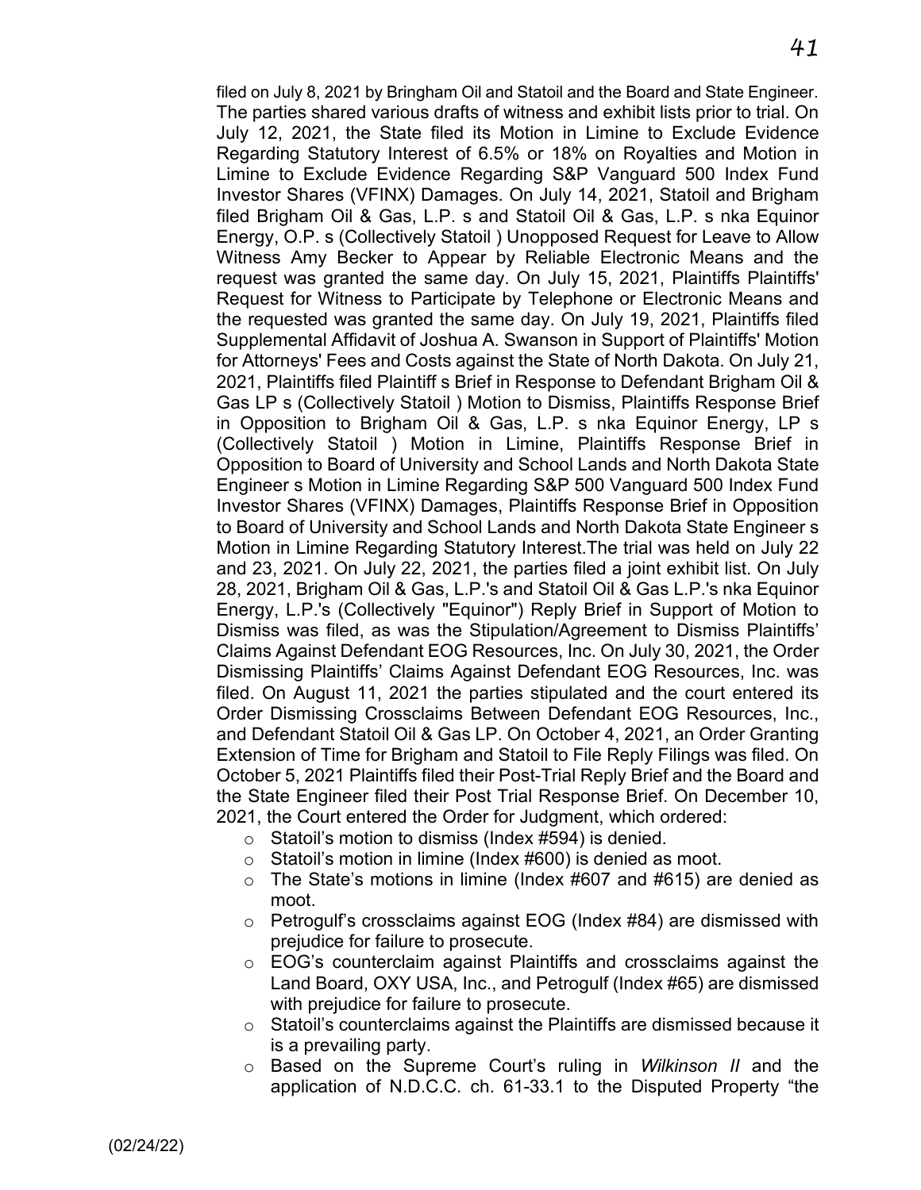filed on July 8, 2021 by Bringham Oil and Statoil and the Board and State Engineer. The parties shared various drafts of witness and exhibit lists prior to trial. On July 12, 2021, the State filed its Motion in Limine to Exclude Evidence Regarding Statutory Interest of 6.5% or 18% on Royalties and Motion in Limine to Exclude Evidence Regarding S&P Vanguard 500 Index Fund Investor Shares (VFINX) Damages. On July 14, 2021, Statoil and Brigham filed Brigham Oil & Gas, L.P. s and Statoil Oil & Gas, L.P. s nka Equinor Energy, O.P. s (Collectively Statoil ) Unopposed Request for Leave to Allow Witness Amy Becker to Appear by Reliable Electronic Means and the request was granted the same day. On July 15, 2021, Plaintiffs Plaintiffs' Request for Witness to Participate by Telephone or Electronic Means and the requested was granted the same day. On July 19, 2021, Plaintiffs filed Supplemental Affidavit of Joshua A. Swanson in Support of Plaintiffs' Motion for Attorneys' Fees and Costs against the State of North Dakota. On July 21, 2021, Plaintiffs filed Plaintiff s Brief in Response to Defendant Brigham Oil & Gas LP s (Collectively Statoil ) Motion to Dismiss, Plaintiffs Response Brief in Opposition to Brigham Oil & Gas, L.P. s nka Equinor Energy, LP s (Collectively Statoil ) Motion in Limine, Plaintiffs Response Brief in Opposition to Board of University and School Lands and North Dakota State Engineer s Motion in Limine Regarding S&P 500 Vanguard 500 Index Fund Investor Shares (VFINX) Damages, Plaintiffs Response Brief in Opposition to Board of University and School Lands and North Dakota State Engineer s Motion in Limine Regarding Statutory Interest.The trial was held on July 22 and 23, 2021. On July 22, 2021, the parties filed a joint exhibit list. On July 28, 2021, Brigham Oil & Gas, L.P.'s and Statoil Oil & Gas L.P.'s nka Equinor Energy, L.P.'s (Collectively "Equinor") Reply Brief in Support of Motion to Dismiss was filed, as was the Stipulation/Agreement to Dismiss Plaintiffs' Claims Against Defendant EOG Resources, Inc. On July 30, 2021, the Order Dismissing Plaintiffs' Claims Against Defendant EOG Resources, Inc. was filed. On August 11, 2021 the parties stipulated and the court entered its Order Dismissing Crossclaims Between Defendant EOG Resources, Inc., and Defendant Statoil Oil & Gas LP. On October 4, 2021, an Order Granting Extension of Time for Brigham and Statoil to File Reply Filings was filed. On October 5, 2021 Plaintiffs filed their Post-Trial Reply Brief and the Board and the State Engineer filed their Post Trial Response Brief. On December 10, 2021, the Court entered the Order for Judgment, which ordered:

- Statoil's motion to dismiss (Index #594) is denied.
- Statoil's motion in limine (Index #600) is denied as moot.
- The State's motions in limine (Index #607 and #615) are denied as moot.
- Petrogulf's crossclaims against EOG (Index #84) are dismissed with prejudice for failure to prosecute.
- EOG's counterclaim against Plaintiffs and crossclaims against the Land Board, OXY USA, Inc., and Petrogulf (Index #65) are dismissed with prejudice for failure to prosecute.
- Statoil's counterclaims against the Plaintiffs are dismissed because it is a prevailing party.
- Based on the Supreme Court's ruling in *Wilkinson II* and the application of N.D.C.C. ch. 61-33.1 to the Disputed Property "the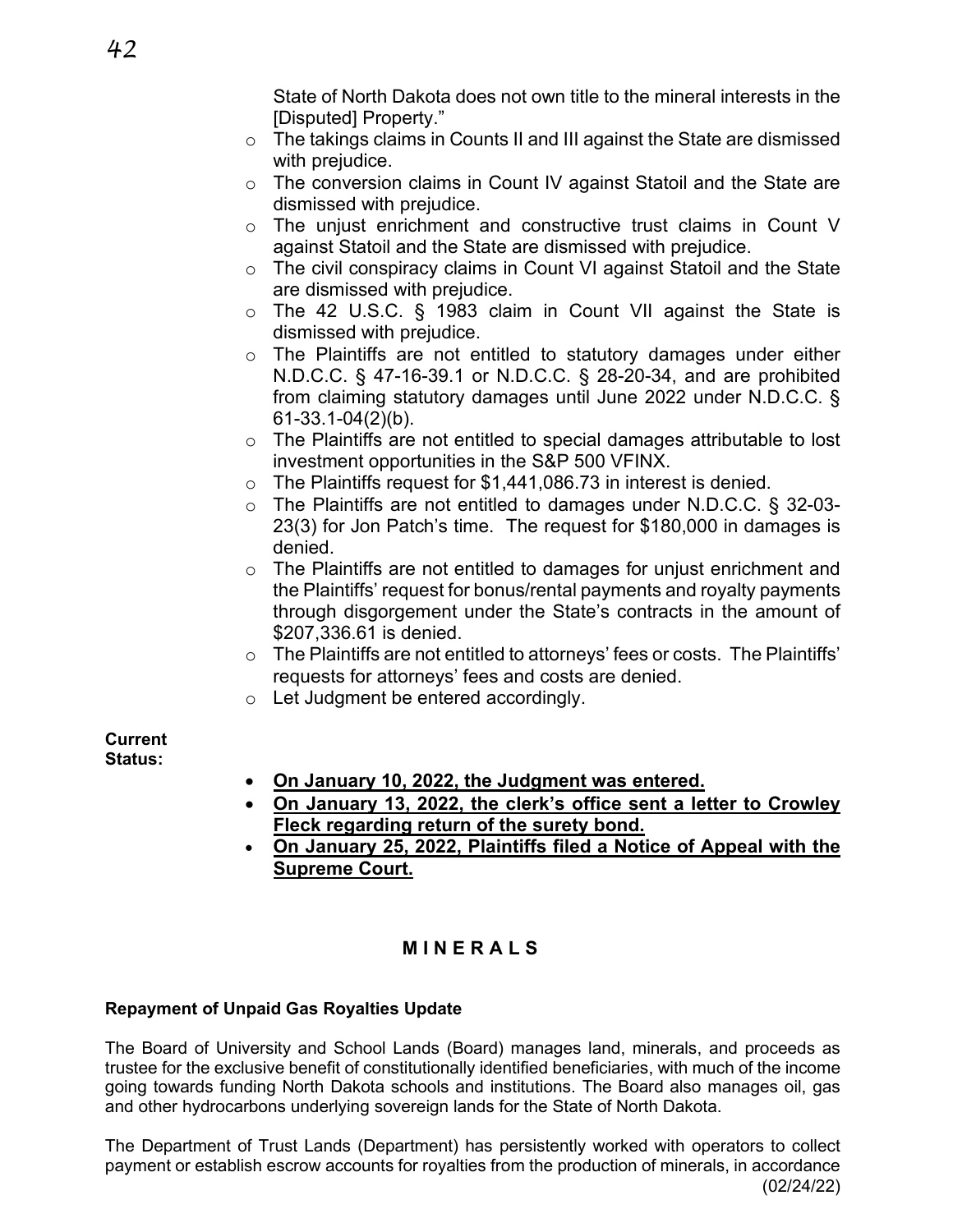State of North Dakota does not own title to the mineral interests in the [Disputed] Property."

- The takings claims in Counts II and III against the State are dismissed with prejudice.
- The conversion claims in Count IV against Statoil and the State are dismissed with prejudice.
- The unjust enrichment and constructive trust claims in Count V against Statoil and the State are dismissed with prejudice.
- The civil conspiracy claims in Count VI against Statoil and the State are dismissed with prejudice.
- The 42 U.S.C. § 1983 claim in Count VII against the State is dismissed with prejudice.
- The Plaintiffs are not entitled to statutory damages under either N.D.C.C. § 47-16-39.1 or N.D.C.C. § 28-20-34, and are prohibited from claiming statutory damages until June 2022 under N.D.C.C. § 61-33.1-04(2)(b).
- The Plaintiffs are not entitled to special damages attributable to lost investment opportunities in the S&P 500 VFINX.
- The Plaintiffs request for $1,441,086.73 in interest is denied.
- The Plaintiffs are not entitled to damages under N.D.C.C. § 32-03-23(3) for Jon Patch's time. The request for $180,000 in damages is denied.
- The Plaintiffs are not entitled to damages for unjust enrichment and the Plaintiffs' request for bonus/rental payments and royalty payments through disgorgement under the State's contracts in the amount of $207,336.61 is denied.
- The Plaintiffs are not entitled to attorneys' fees or costs. The Plaintiffs' requests for attorneys' fees and costs are denied.
- Let Judgment be entered accordingly.

**Current Status:**

- **On January 10, 2022, the Judgment was entered.**
- **On January 13, 2022, the clerk's office sent a letter to Crowley Fleck regarding return of the surety bond.**
- **On January 25, 2022, Plaintiffs filed a Notice of Appeal with the Supreme Court.**

## M I N E R A L S

### Repayment of Unpaid Gas Royalties Update

The Board of University and School Lands (Board) manages land, minerals, and proceeds as trustee for the exclusive benefit of constitutionally identified beneficiaries, with much of the income going towards funding North Dakota schools and institutions. The Board also manages oil, gas and other hydrocarbons underlying sovereign lands for the State of North Dakota.

The Department of Trust Lands (Department) has persistently worked with operators to collect payment or establish escrow accounts for royalties from the production of minerals, in accordance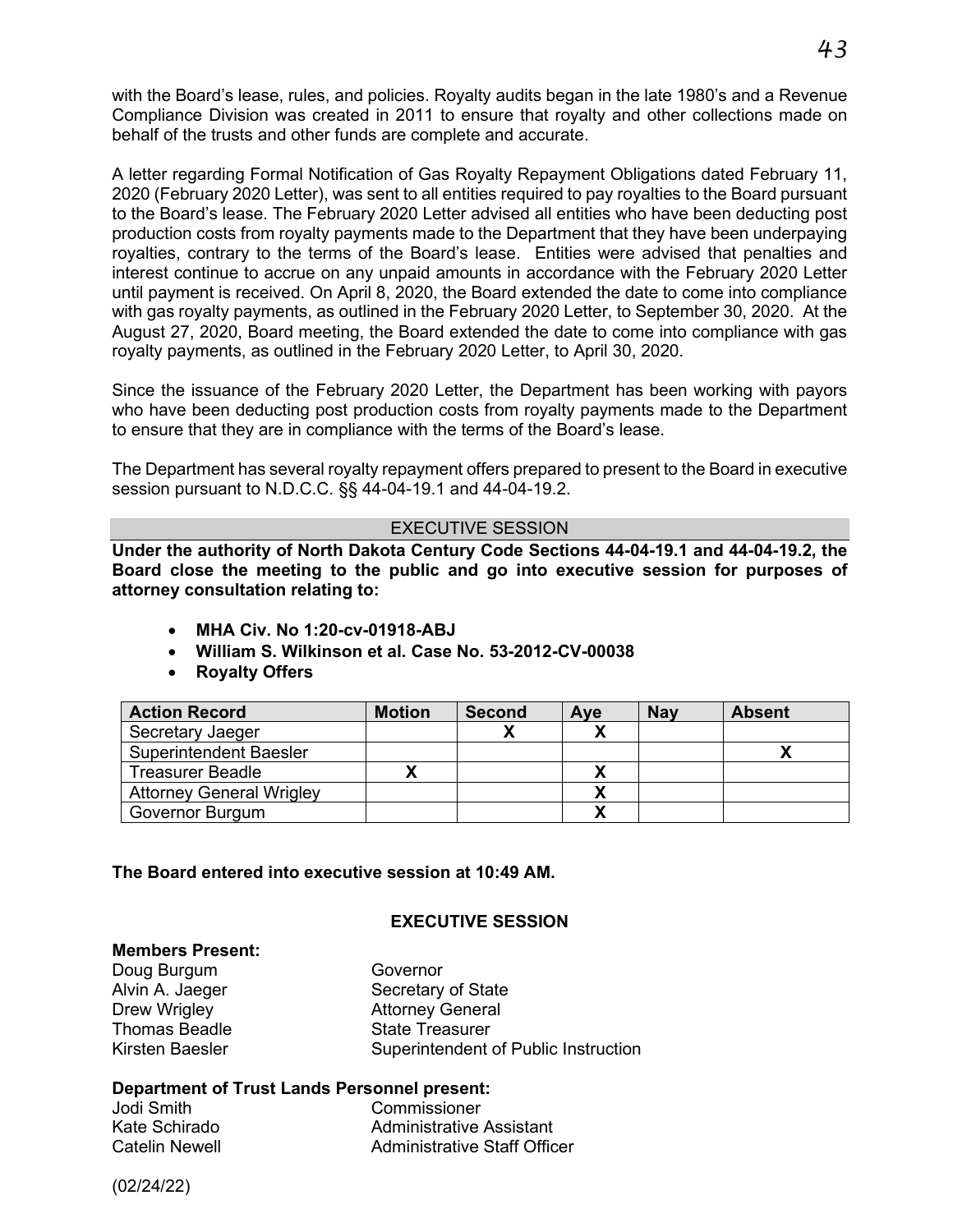with the Board's lease, rules, and policies. Royalty audits began in the late 1980's and a Revenue Compliance Division was created in 2011 to ensure that royalty and other collections made on behalf of the trusts and other funds are complete and accurate.

A letter regarding Formal Notification of Gas Royalty Repayment Obligations dated February 11, 2020 (February 2020 Letter), was sent to all entities required to pay royalties to the Board pursuant to the Board's lease. The February 2020 Letter advised all entities who have been deducting post production costs from royalty payments made to the Department that they have been underpaying royalties, contrary to the terms of the Board's lease. Entities were advised that penalties and interest continue to accrue on any unpaid amounts in accordance with the February 2020 Letter until payment is received. On April 8, 2020, the Board extended the date to come into compliance with gas royalty payments, as outlined in the February 2020 Letter, to September 30, 2020. At the August 27, 2020, Board meeting, the Board extended the date to come into compliance with gas royalty payments, as outlined in the February 2020 Letter, to April 30, 2020.

Since the issuance of the February 2020 Letter, the Department has been working with payors who have been deducting post production costs from royalty payments made to the Department to ensure that they are in compliance with the terms of the Board's lease.

The Department has several royalty repayment offers prepared to present to the Board in executive session pursuant to N.D.C.C. §§ 44-04-19.1 and 44-04-19.2.

## EXECUTIVE SESSION

**Under the authority of North Dakota Century Code Sections 44-04-19.1 and 44-04-19.2, the Board close the meeting to the public and go into executive session for purposes of attorney consultation relating to:**

- **MHA Civ. No 1:20-cv-01918-ABJ**
- **William S. Wilkinson et al. Case No. 53-2012-CV-00038**
- **Royalty Offers**

| Action Record | Motion | Second | Aye | Nay | Absent |
|---|---|---|---|---|---|
| Secretary Jaeger | | X | X | | |
| Superintendent Baesler | | | | | X |
| Treasurer Beadle | X | | X | | |
| Attorney General Wrigley | | | X | | |
| Governor Burgum | | | X | | |

**The Board entered into executive session at 10:49 AM.**

## EXECUTIVE SESSION

**Members Present:**

| | |
|---|---|
| Doug Burgum | Governor |
| Alvin A. Jaeger | Secretary of State |
| Drew Wrigley | Attorney General |
| Thomas Beadle | State Treasurer |
| Kirsten Baesler | Superintendent of Public Instruction |

**Department of Trust Lands Personnel present:**

| | |
|---|---|
| Jodi Smith | Commissioner |
| Kate Schirado | Administrative Assistant |
| Catelin Newell | Administrative Staff Officer |

(02/24/22)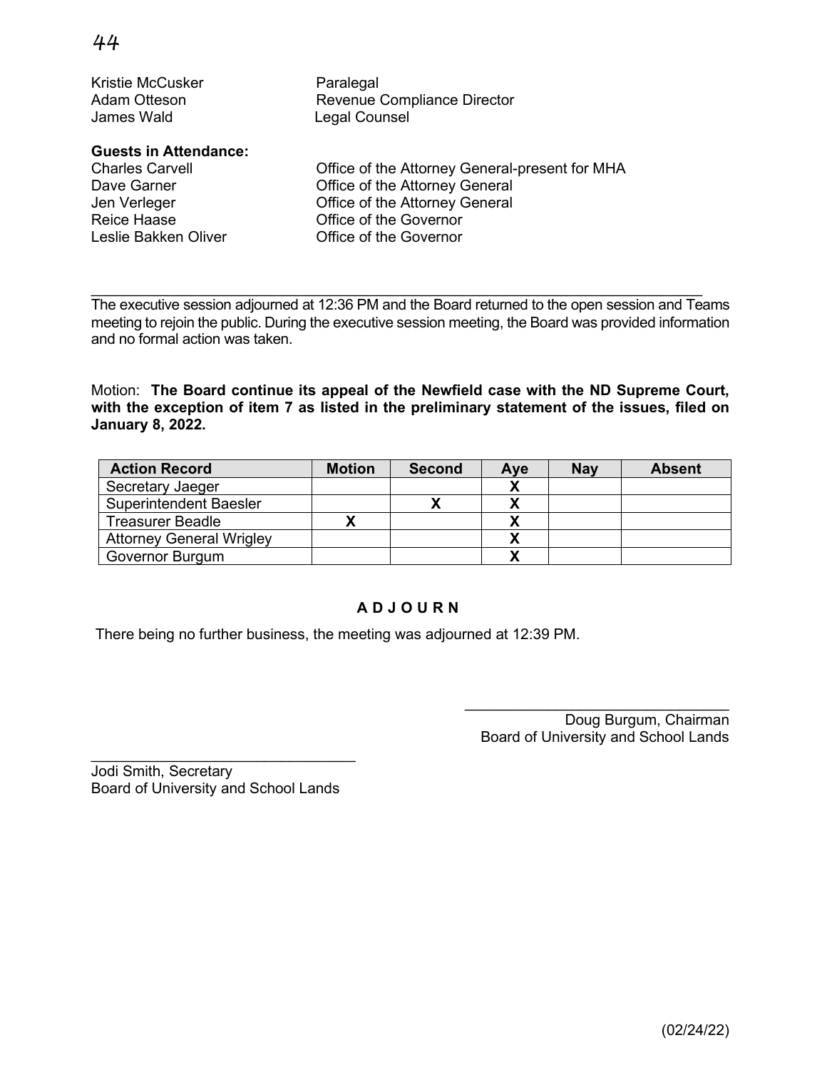| | |
|---|---|
| Kristie McCusker | Paralegal |
| Adam Otteson | Revenue Compliance Director |
| James Wald | Legal Counsel |

**Guests in Attendance:**

| | |
|---|---|
| Charles Carvell | Office of the Attorney General-present for MHA |
| Dave Garner | Office of the Attorney General |
| Jen Verleger | Office of the Attorney General |
| Reice Haase | Office of the Governor |
| Leslie Bakken Oliver | Office of the Governor |

---

The executive session adjourned at 12:36 PM and the Board returned to the open session and Teams meeting to rejoin the public. During the executive session meeting, the Board was provided information and no formal action was taken.

Motion: **The Board continue its appeal of the Newfield case with the ND Supreme Court, with the exception of item 7 as listed in the preliminary statement of the issues, filed on January 8, 2022.**

| Action Record | Motion | Second | Aye | Nay | Absent |
|---|---|---|---|---|---|
| Secretary Jaeger | | | X | | |
| Superintendent Baesler | | X | X | | |
| Treasurer Beadle | X | | X | | |
| Attorney General Wrigley | | | X | | |
| Governor Burgum | | | X | | |

## A D J O U R N

There being no further business, the meeting was adjourned at 12:39 PM.

\_\_\_\_\_\_\_\_\_\_\_\_\_\_\_\_\_\_\_\_\_\_\_\_\_\_\_\_\_\_\_\_
Doug Burgum, Chairman
Board of University and School Lands

\_\_\_\_\_\_\_\_\_\_\_\_\_\_\_\_\_\_\_\_\_\_\_\_\_\_\_\_\_\_\_\_
Jodi Smith, Secretary
Board of University and School Lands